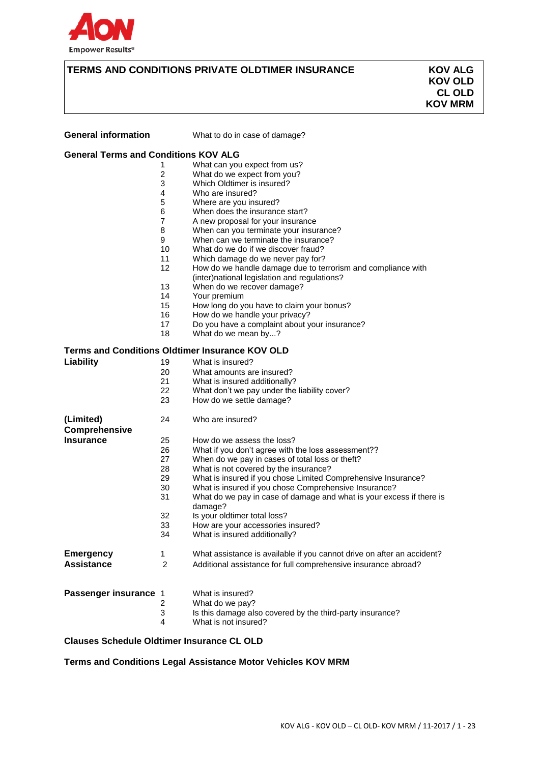# TERMS AND CONDITIONS PRIVATE OLDTIMER INSURANCE

**KOV ALG**
**KOV OLD**
**CL OLD**
**KOV MRM**

| | | |
|---|---|---|
| **General information** | | What to do in case of damage? |

## General Terms and Conditions KOV ALG

| | | |
|---|---|---|
| | 1 | What can you expect from us? |
| | 2 | What do we expect from you? |
| | 3 | Which Oldtimer is insured? |
| | 4 | Who are insured? |
| | 5 | Where are you insured? |
| | 6 | When does the insurance start? |
| | 7 | A new proposal for your insurance |
| | 8 | When can you terminate your insurance? |
| | 9 | When can we terminate the insurance? |
| | 10 | What do we do if we discover fraud? |
| | 11 | Which damage do we never pay for? |
| | 12 | How do we handle damage due to terrorism and compliance with (inter)national legislation and regulations? |
| | 13 | When do we recover damage? |
| | 14 | Your premium |
| | 15 | How long do you have to claim your bonus? |
| | 16 | How do we handle your privacy? |
| | 17 | Do you have a complaint about your insurance? |
| | 18 | What do we mean by...? |

## Terms and Conditions Oldtimer Insurance KOV OLD

| | | |
|---|---|---|
| **Liability** | 19 | What is insured? |
| | 20 | What amounts are insured? |
| | 21 | What is insured additionally? |
| | 22 | What don't we pay under the liability cover? |
| | 23 | How do we settle damage? |
| **(Limited) Comprehensive Insurance** | 24 | Who are insured? |
| | 25 | How do we assess the loss? |
| | 26 | What if you don't agree with the loss assessment?? |
| | 27 | When do we pay in cases of total loss or theft? |
| | 28 | What is not covered by the insurance? |
| | 29 | What is insured if you chose Limited Comprehensive Insurance? |
| | 30 | What is insured if you chose Comprehensive Insurance? |
| | 31 | What do we pay in case of damage and what is your excess if there is damage? |
| | 32 | Is your oldtimer total loss? |
| | 33 | How are your accessories insured? |
| | 34 | What is insured additionally? |
| **Emergency Assistance** | 1 | What assistance is available if you cannot drive on after an accident? |
| | 2 | Additional assistance for full comprehensive insurance abroad? |
| **Passenger insurance** | 1 | What is insured? |
| | 2 | What do we pay? |
| | 3 | Is this damage also covered by the third-party insurance? |
| | 4 | What is not insured? |

## Clauses Schedule Oldtimer Insurance CL OLD

## Terms and Conditions Legal Assistance Motor Vehicles KOV MRM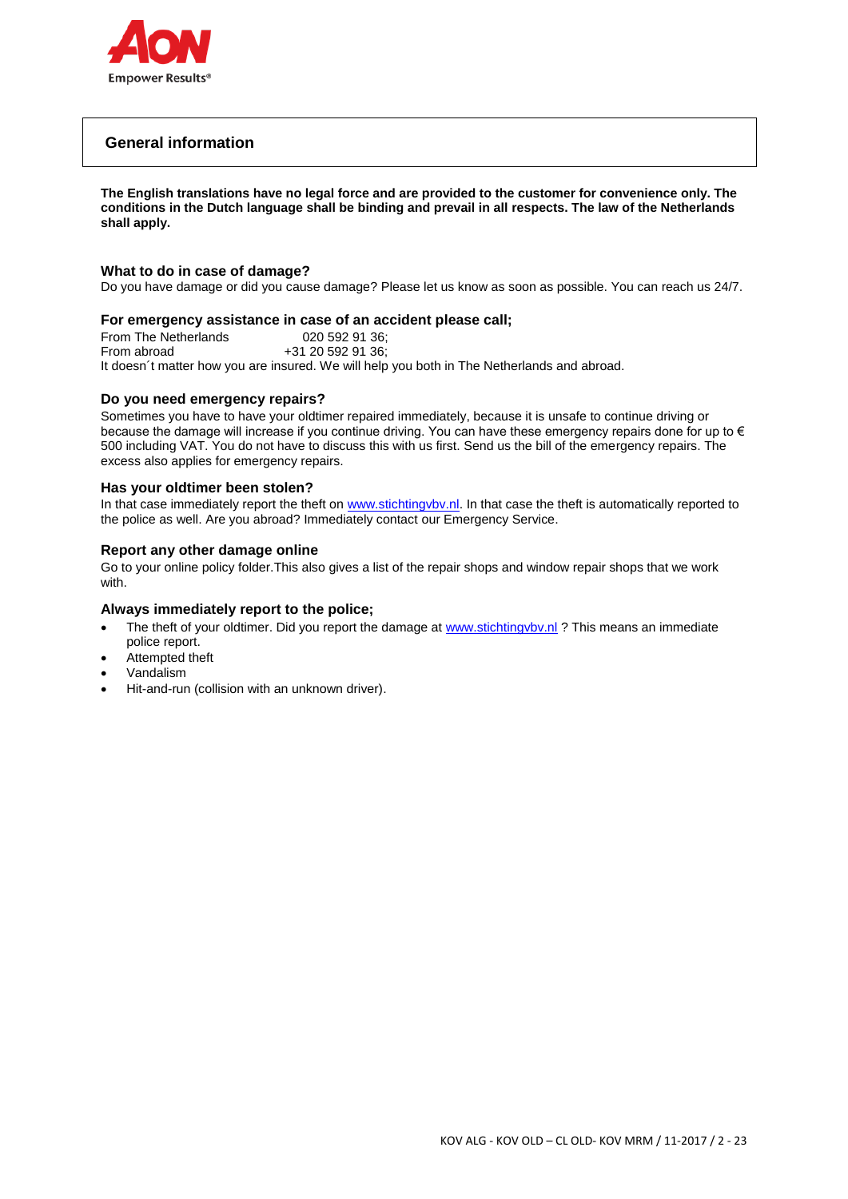## General information

**The English translations have no legal force and are provided to the customer for convenience only. The conditions in the Dutch language shall be binding and prevail in all respects. The law of the Netherlands shall apply.**

### What to do in case of damage?

Do you have damage or did you cause damage? Please let us know as soon as possible. You can reach us 24/7.

### For emergency assistance in case of an accident please call;

From The Netherlands 020 592 91 36;
From abroad +31 20 592 91 36;
It doesn´t matter how you are insured. We will help you both in The Netherlands and abroad.

### Do you need emergency repairs?

Sometimes you have to have your oldtimer repaired immediately, because it is unsafe to continue driving or because the damage will increase if you continue driving. You can have these emergency repairs done for up to € 500 including VAT. You do not have to discuss this with us first. Send us the bill of the emergency repairs. The excess also applies for emergency repairs.

### Has your oldtimer been stolen?

In that case immediately report the theft on www.stichtingvbv.nl. In that case the theft is automatically reported to the police as well. Are you abroad? Immediately contact our Emergency Service.

### Report any other damage online

Go to your online policy folder.This also gives a list of the repair shops and window repair shops that we work with.

### Always immediately report to the police;

- The theft of your oldtimer. Did you report the damage at www.stichtingvbv.nl ? This means an immediate police report.
- Attempted theft
- Vandalism
- Hit-and-run (collision with an unknown driver).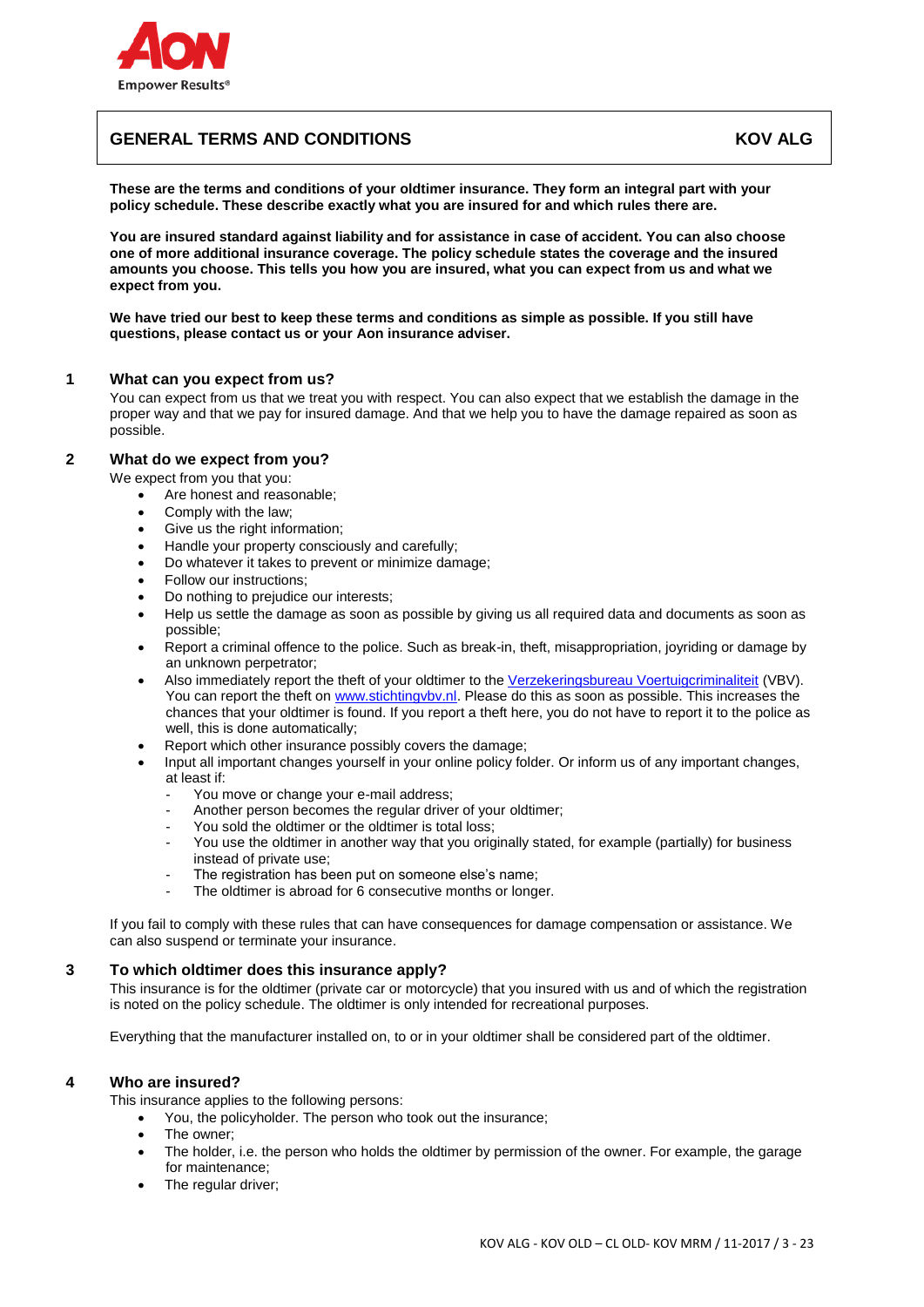## GENERAL TERMS AND CONDITIONS — KOV ALG

**These are the terms and conditions of your oldtimer insurance. They form an integral part with your policy schedule. These describe exactly what you are insured for and which rules there are.**

**You are insured standard against liability and for assistance in case of accident. You can also choose one of more additional insurance coverage. The policy schedule states the coverage and the insured amounts you choose. This tells you how you are insured, what you can expect from us and what we expect from you.**

**We have tried our best to keep these terms and conditions as simple as possible. If you still have questions, please contact us or your Aon insurance adviser.**

### 1 What can you expect from us?

You can expect from us that we treat you with respect. You can also expect that we establish the damage in the proper way and that we pay for insured damage. And that we help you to have the damage repaired as soon as possible.

### 2 What do we expect from you?

We expect from you that you:

- Are honest and reasonable;
- Comply with the law;
- Give us the right information;
- Handle your property consciously and carefully;
- Do whatever it takes to prevent or minimize damage;
- Follow our instructions;
- Do nothing to prejudice our interests;
- Help us settle the damage as soon as possible by giving us all required data and documents as soon as possible;
- Report a criminal offence to the police. Such as break-in, theft, misappropriation, joyriding or damage by an unknown perpetrator;
- Also immediately report the theft of your oldtimer to the [Verzekeringsbureau Voertuigcriminaliteit](Verzekeringsbureau Voertuigcriminaliteit) (VBV). You can report the theft on [www.stichtingvbv.nl](www.stichtingvbv.nl). Please do this as soon as possible. This increases the chances that your oldtimer is found. If you report a theft here, you do not have to report it to the police as well, this is done automatically;
- Report which other insurance possibly covers the damage;
- Input all important changes yourself in your online policy folder. Or inform us of any important changes, at least if:
  - You move or change your e-mail address;
  - Another person becomes the regular driver of your oldtimer;
  - You sold the oldtimer or the oldtimer is total loss;
  - You use the oldtimer in another way that you originally stated, for example (partially) for business instead of private use;
  - The registration has been put on someone else's name;
  - The oldtimer is abroad for 6 consecutive months or longer.

If you fail to comply with these rules that can have consequences for damage compensation or assistance. We can also suspend or terminate your insurance.

### 3 To which oldtimer does this insurance apply?

This insurance is for the oldtimer (private car or motorcycle) that you insured with us and of which the registration is noted on the policy schedule. The oldtimer is only intended for recreational purposes.

Everything that the manufacturer installed on, to or in your oldtimer shall be considered part of the oldtimer.

### 4 Who are insured?

This insurance applies to the following persons:

- You, the policyholder. The person who took out the insurance;
- The owner;
- The holder, i.e. the person who holds the oldtimer by permission of the owner. For example, the garage for maintenance;
- The regular driver;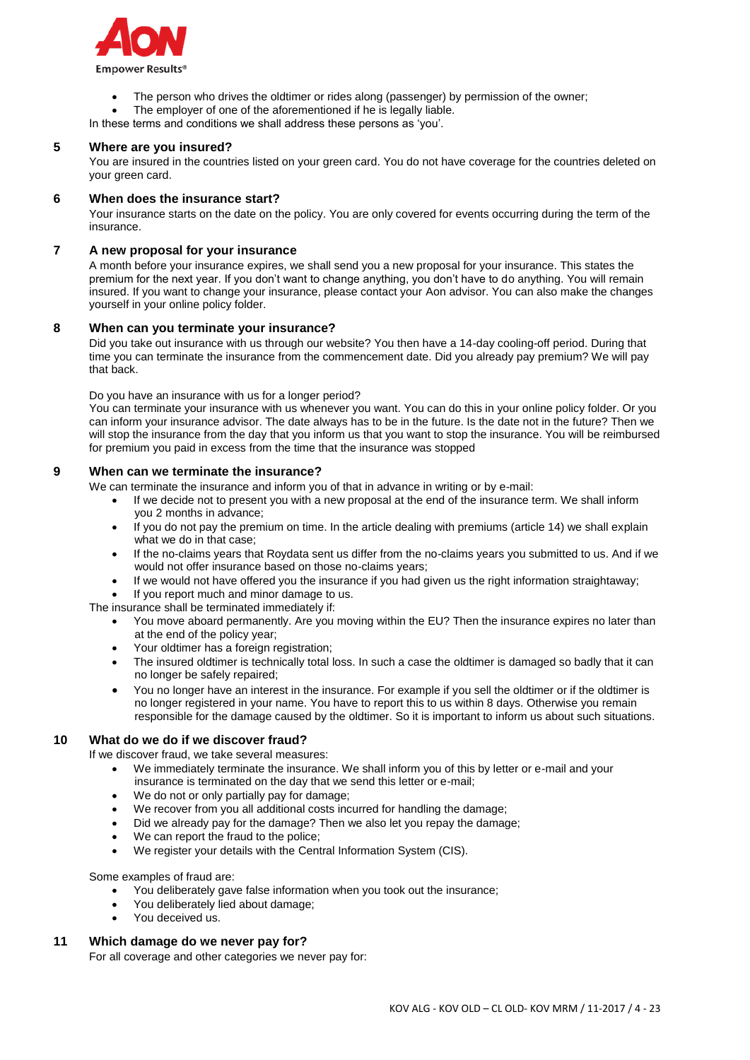- The person who drives the oldtimer or rides along (passenger) by permission of the owner;
- The employer of one of the aforementioned if he is legally liable.

In these terms and conditions we shall address these persons as 'you'.

## 5 Where are you insured?

You are insured in the countries listed on your green card. You do not have coverage for the countries deleted on your green card.

## 6 When does the insurance start?

Your insurance starts on the date on the policy. You are only covered for events occurring during the term of the insurance.

## 7 A new proposal for your insurance

A month before your insurance expires, we shall send you a new proposal for your insurance. This states the premium for the next year. If you don't want to change anything, you don't have to do anything. You will remain insured. If you want to change your insurance, please contact your Aon advisor. You can also make the changes yourself in your online policy folder.

## 8 When can you terminate your insurance?

Did you take out insurance with us through our website? You then have a 14-day cooling-off period. During that time you can terminate the insurance from the commencement date. Did you already pay premium? We will pay that back.

Do you have an insurance with us for a longer period?
You can terminate your insurance with us whenever you want. You can do this in your online policy folder. Or you can inform your insurance advisor. The date always has to be in the future. Is the date not in the future? Then we will stop the insurance from the day that you inform us that you want to stop the insurance. You will be reimbursed for premium you paid in excess from the time that the insurance was stopped

## 9 When can we terminate the insurance?

We can terminate the insurance and inform you of that in advance in writing or by e-mail:

- If we decide not to present you with a new proposal at the end of the insurance term. We shall inform you 2 months in advance;
- If you do not pay the premium on time. In the article dealing with premiums (article 14) we shall explain what we do in that case;
- If the no-claims years that Roydata sent us differ from the no-claims years you submitted to us. And if we would not offer insurance based on those no-claims years;
- If we would not have offered you the insurance if you had given us the right information straightaway;
- If you report much and minor damage to us.

The insurance shall be terminated immediately if:

- You move aboard permanently. Are you moving within the EU? Then the insurance expires no later than at the end of the policy year;
- Your oldtimer has a foreign registration;
- The insured oldtimer is technically total loss. In such a case the oldtimer is damaged so badly that it can no longer be safely repaired;
- You no longer have an interest in the insurance. For example if you sell the oldtimer or if the oldtimer is no longer registered in your name. You have to report this to us within 8 days. Otherwise you remain responsible for the damage caused by the oldtimer. So it is important to inform us about such situations.

## 10 What do we do if we discover fraud?

If we discover fraud, we take several measures:

- We immediately terminate the insurance. We shall inform you of this by letter or e-mail and your insurance is terminated on the day that we send this letter or e-mail;
- We do not or only partially pay for damage;
- We recover from you all additional costs incurred for handling the damage;
- Did we already pay for the damage? Then we also let you repay the damage;
- We can report the fraud to the police;
- We register your details with the Central Information System (CIS).

Some examples of fraud are:

- You deliberately gave false information when you took out the insurance;
- You deliberately lied about damage;
- You deceived us.

## 11 Which damage do we never pay for?

For all coverage and other categories we never pay for: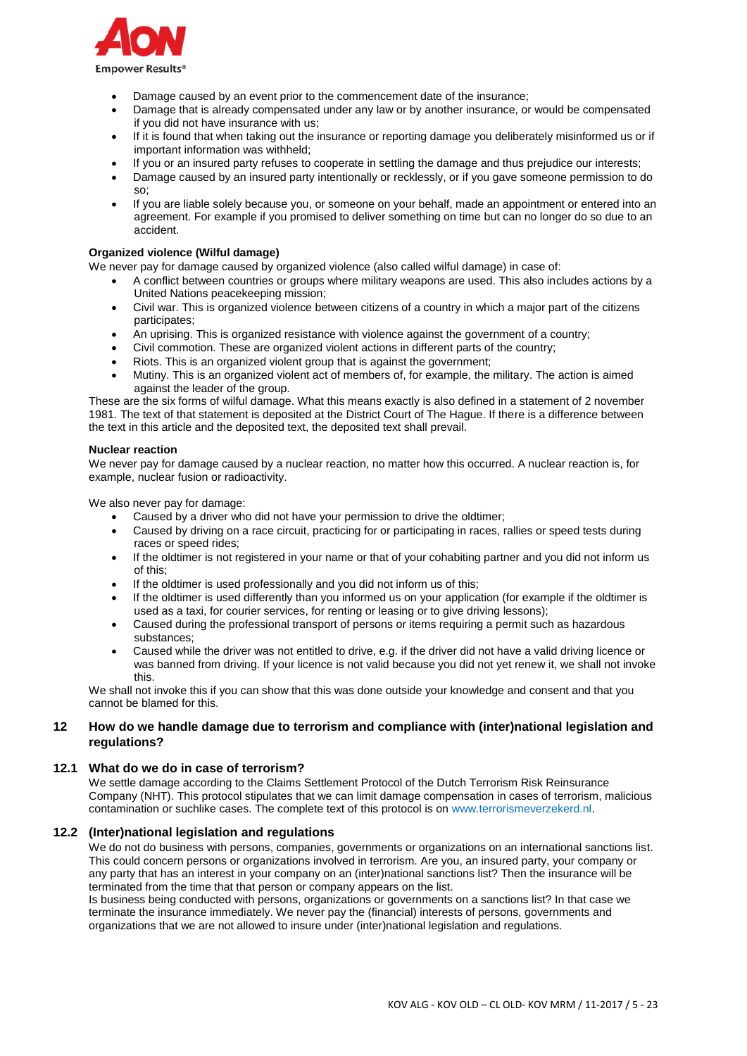- Damage caused by an event prior to the commencement date of the insurance;
- Damage that is already compensated under any law or by another insurance, or would be compensated if you did not have insurance with us;
- If it is found that when taking out the insurance or reporting damage you deliberately misinformed us or if important information was withheld;
- If you or an insured party refuses to cooperate in settling the damage and thus prejudice our interests;
- Damage caused by an insured party intentionally or recklessly, or if you gave someone permission to do so;
- If you are liable solely because you, or someone on your behalf, made an appointment or entered into an agreement. For example if you promised to deliver something on time but can no longer do so due to an accident.

**Organized violence (Wilful damage)**

We never pay for damage caused by organized violence (also called wilful damage) in case of:

- A conflict between countries or groups where military weapons are used. This also includes actions by a United Nations peacekeeping mission;
- Civil war. This is organized violence between citizens of a country in which a major part of the citizens participates;
- An uprising. This is organized resistance with violence against the government of a country;
- Civil commotion. These are organized violent actions in different parts of the country;
- Riots. This is an organized violent group that is against the government;
- Mutiny. This is an organized violent act of members of, for example, the military. The action is aimed against the leader of the group.

These are the six forms of wilful damage. What this means exactly is also defined in a statement of 2 november 1981. The text of that statement is deposited at the District Court of The Hague. If there is a difference between the text in this article and the deposited text, the deposited text shall prevail.

**Nuclear reaction**

We never pay for damage caused by a nuclear reaction, no matter how this occurred. A nuclear reaction is, for example, nuclear fusion or radioactivity.

We also never pay for damage:

- Caused by a driver who did not have your permission to drive the oldtimer;
- Caused by driving on a race circuit, practicing for or participating in races, rallies or speed tests during races or speed rides;
- If the oldtimer is not registered in your name or that of your cohabiting partner and you did not inform us of this;
- If the oldtimer is used professionally and you did not inform us of this;
- If the oldtimer is used differently than you informed us on your application (for example if the oldtimer is used as a taxi, for courier services, for renting or leasing or to give driving lessons);
- Caused during the professional transport of persons or items requiring a permit such as hazardous substances;
- Caused while the driver was not entitled to drive, e.g. if the driver did not have a valid driving licence or was banned from driving. If your licence is not valid because you did not yet renew it, we shall not invoke this.

We shall not invoke this if you can show that this was done outside your knowledge and consent and that you cannot be blamed for this.

## 12 How do we handle damage due to terrorism and compliance with (inter)national legislation and regulations?

### 12.1 What do we do in case of terrorism?

We settle damage according to the Claims Settlement Protocol of the Dutch Terrorism Risk Reinsurance Company (NHT). This protocol stipulates that we can limit damage compensation in cases of terrorism, malicious contamination or suchlike cases. The complete text of this protocol is on www.terrorismeverzekerd.nl.

### 12.2 (Inter)national legislation and regulations

We do not do business with persons, companies, governments or organizations on an international sanctions list. This could concern persons or organizations involved in terrorism. Are you, an insured party, your company or any party that has an interest in your company on an (inter)national sanctions list? Then the insurance will be terminated from the time that that person or company appears on the list.

Is business being conducted with persons, organizations or governments on a sanctions list? In that case we terminate the insurance immediately. We never pay the (financial) interests of persons, governments and organizations that we are not allowed to insure under (inter)national legislation and regulations.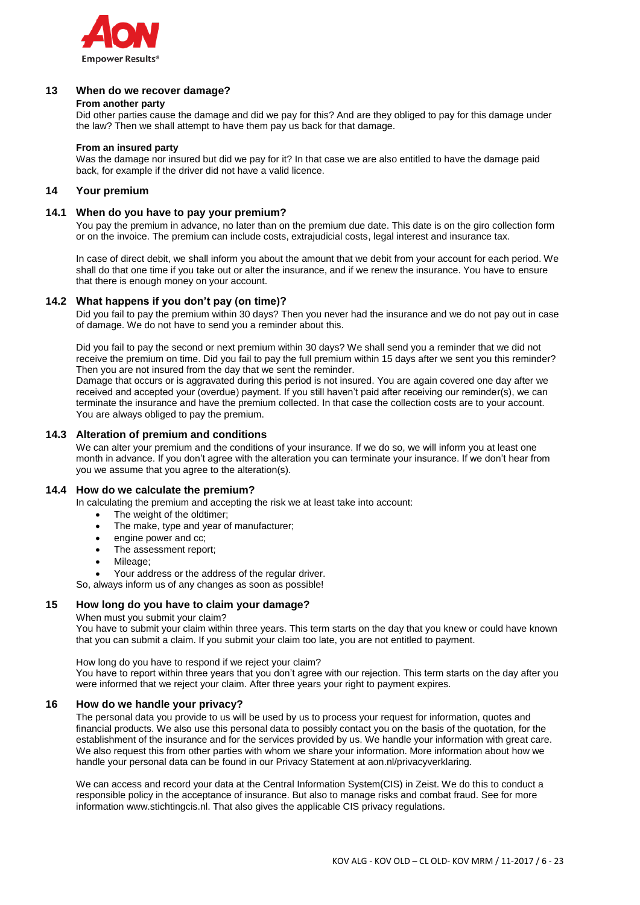## 13 When do we recover damage?

**From another party**

Did other parties cause the damage and did we pay for this? And are they obliged to pay for this damage under the law? Then we shall attempt to have them pay us back for that damage.

**From an insured party**

Was the damage nor insured but did we pay for it? In that case we are also entitled to have the damage paid back, for example if the driver did not have a valid licence.

## 14 Your premium

### 14.1 When do you have to pay your premium?

You pay the premium in advance, no later than on the premium due date. This date is on the giro collection form or on the invoice. The premium can include costs, extrajudicial costs, legal interest and insurance tax.

In case of direct debit, we shall inform you about the amount that we debit from your account for each period. We shall do that one time if you take out or alter the insurance, and if we renew the insurance. You have to ensure that there is enough money on your account.

### 14.2 What happens if you don't pay (on time)?

Did you fail to pay the premium within 30 days? Then you never had the insurance and we do not pay out in case of damage. We do not have to send you a reminder about this.

Did you fail to pay the second or next premium within 30 days? We shall send you a reminder that we did not receive the premium on time. Did you fail to pay the full premium within 15 days after we sent you this reminder? Then you are not insured from the day that we sent the reminder.
Damage that occurs or is aggravated during this period is not insured. You are again covered one day after we received and accepted your (overdue) payment. If you still haven't paid after receiving our reminder(s), we can terminate the insurance and have the premium collected. In that case the collection costs are to your account. You are always obliged to pay the premium.

### 14.3 Alteration of premium and conditions

We can alter your premium and the conditions of your insurance. If we do so, we will inform you at least one month in advance. If you don't agree with the alteration you can terminate your insurance. If we don't hear from you we assume that you agree to the alteration(s).

### 14.4 How do we calculate the premium?

In calculating the premium and accepting the risk we at least take into account:

- The weight of the oldtimer;
- The make, type and year of manufacturer;
- engine power and cc;
- The assessment report;
- Mileage;
- Your address or the address of the regular driver.

So, always inform us of any changes as soon as possible!

## 15 How long do you have to claim your damage?

When must you submit your claim?
You have to submit your claim within three years. This term starts on the day that you knew or could have known that you can submit a claim. If you submit your claim too late, you are not entitled to payment.

How long do you have to respond if we reject your claim?
You have to report within three years that you don't agree with our rejection. This term starts on the day after you were informed that we reject your claim. After three years your right to payment expires.

## 16 How do we handle your privacy?

The personal data you provide to us will be used by us to process your request for information, quotes and financial products. We also use this personal data to possibly contact you on the basis of the quotation, for the establishment of the insurance and for the services provided by us. We handle your information with great care. We also request this from other parties with whom we share your information. More information about how we handle your personal data can be found in our Privacy Statement at aon.nl/privacyverklaring.

We can access and record your data at the Central Information System(CIS) in Zeist. We do this to conduct a responsible policy in the acceptance of insurance. But also to manage risks and combat fraud. See for more information www.stichtingcis.nl. That also gives the applicable CIS privacy regulations.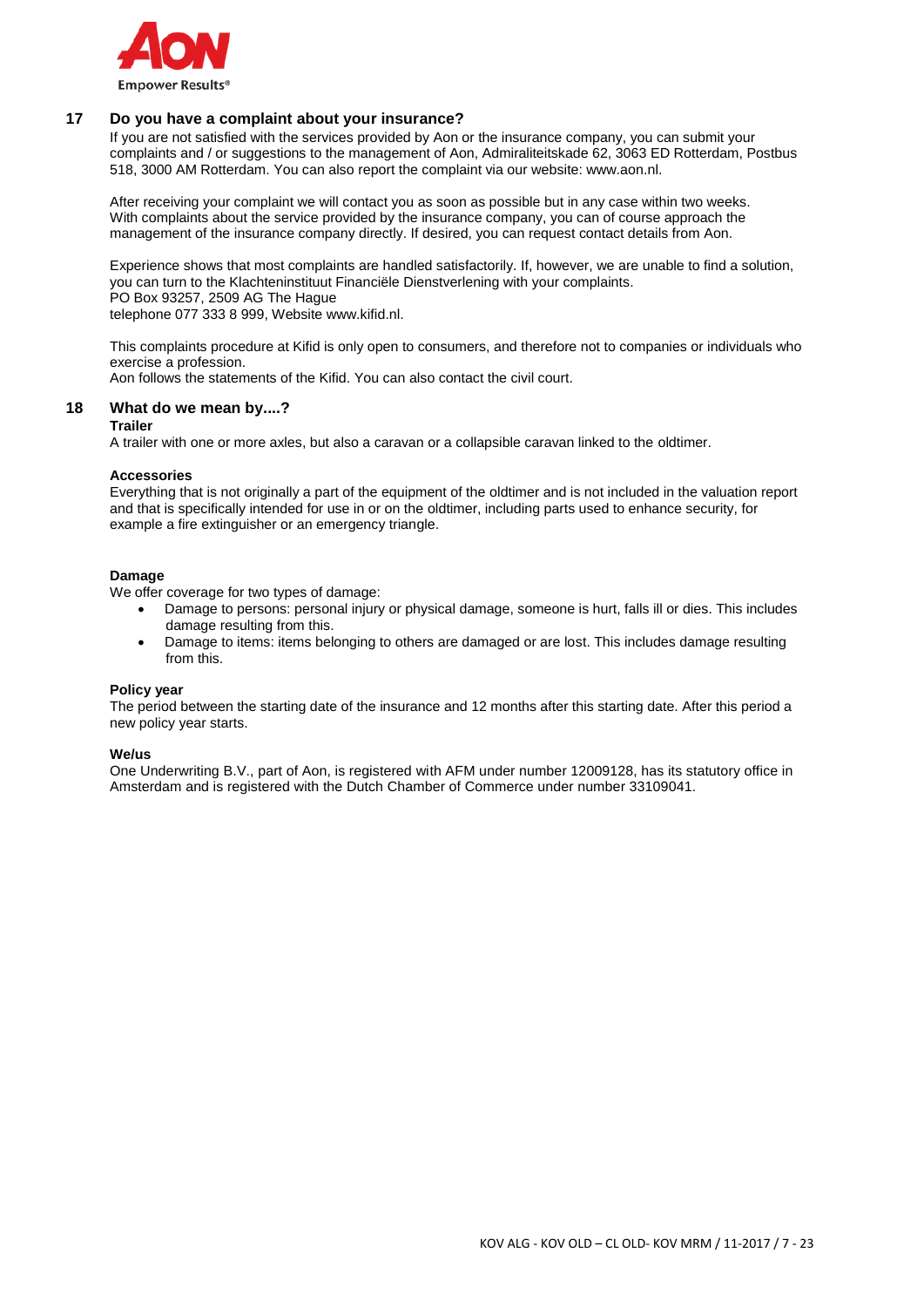## 17 Do you have a complaint about your insurance?

If you are not satisfied with the services provided by Aon or the insurance company, you can submit your complaints and / or suggestions to the management of Aon, Admiraliteitskade 62, 3063 ED Rotterdam, Postbus 518, 3000 AM Rotterdam. You can also report the complaint via our website: www.aon.nl.

After receiving your complaint we will contact you as soon as possible but in any case within two weeks. With complaints about the service provided by the insurance company, you can of course approach the management of the insurance company directly. If desired, you can request contact details from Aon.

Experience shows that most complaints are handled satisfactorily. If, however, we are unable to find a solution, you can turn to the Klachteninstituut Financiële Dienstverlening with your complaints.
PO Box 93257, 2509 AG The Hague
telephone 077 333 8 999, Website www.kifid.nl.

This complaints procedure at Kifid is only open to consumers, and therefore not to companies or individuals who exercise a profession.
Aon follows the statements of the Kifid. You can also contact the civil court.

## 18 What do we mean by....?

**Trailer**
A trailer with one or more axles, but also a caravan or a collapsible caravan linked to the oldtimer.

**Accessories**
Everything that is not originally a part of the equipment of the oldtimer and is not included in the valuation report and that is specifically intended for use in or on the oldtimer, including parts used to enhance security, for example a fire extinguisher or an emergency triangle.

**Damage**
We offer coverage for two types of damage:

- Damage to persons: personal injury or physical damage, someone is hurt, falls ill or dies. This includes damage resulting from this.
- Damage to items: items belonging to others are damaged or are lost. This includes damage resulting from this.

**Policy year**
The period between the starting date of the insurance and 12 months after this starting date. After this period a new policy year starts.

**We/us**
One Underwriting B.V., part of Aon, is registered with AFM under number 12009128, has its statutory office in Amsterdam and is registered with the Dutch Chamber of Commerce under number 33109041.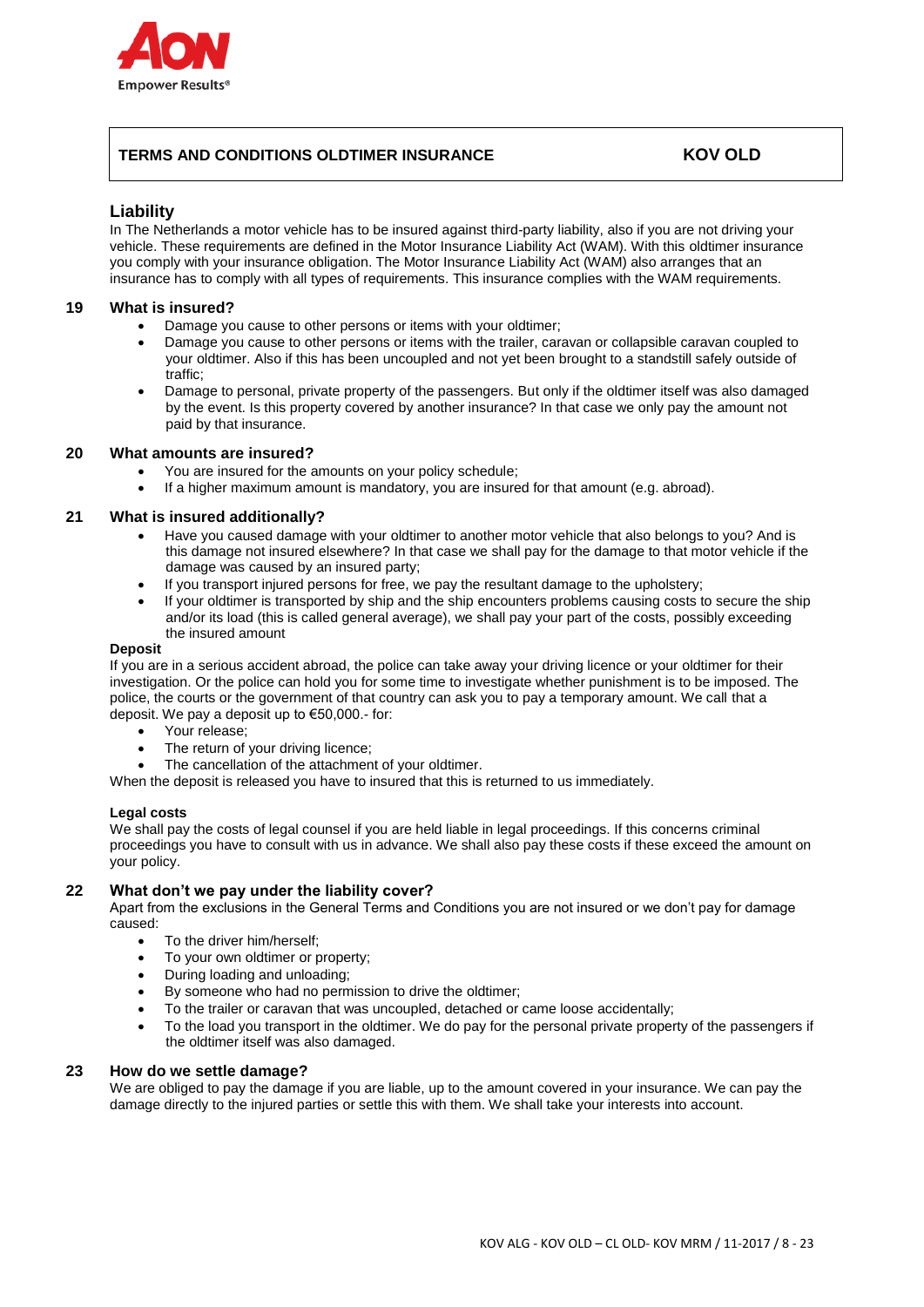| TERMS AND CONDITIONS OLDTIMER INSURANCE | KOV OLD |
|---|---|

## Liability

In The Netherlands a motor vehicle has to be insured against third-party liability, also if you are not driving your vehicle. These requirements are defined in the Motor Insurance Liability Act (WAM). With this oldtimer insurance you comply with your insurance obligation. The Motor Insurance Liability Act (WAM) also arranges that an insurance has to comply with all types of requirements. This insurance complies with the WAM requirements.

### 19 What is insured?

- Damage you cause to other persons or items with your oldtimer;
- Damage you cause to other persons or items with the trailer, caravan or collapsible caravan coupled to your oldtimer. Also if this has been uncoupled and not yet been brought to a standstill safely outside of traffic;
- Damage to personal, private property of the passengers. But only if the oldtimer itself was also damaged by the event. Is this property covered by another insurance? In that case we only pay the amount not paid by that insurance.

### 20 What amounts are insured?

- You are insured for the amounts on your policy schedule;
- If a higher maximum amount is mandatory, you are insured for that amount (e.g. abroad).

### 21 What is insured additionally?

- Have you caused damage with your oldtimer to another motor vehicle that also belongs to you? And is this damage not insured elsewhere? In that case we shall pay for the damage to that motor vehicle if the damage was caused by an insured party;
- If you transport injured persons for free, we pay the resultant damage to the upholstery;
- If your oldtimer is transported by ship and the ship encounters problems causing costs to secure the ship and/or its load (this is called general average), we shall pay your part of the costs, possibly exceeding the insured amount

**Deposit**

If you are in a serious accident abroad, the police can take away your driving licence or your oldtimer for their investigation. Or the police can hold you for some time to investigate whether punishment is to be imposed. The police, the courts or the government of that country can ask you to pay a temporary amount. We call that a deposit. We pay a deposit up to €50,000.- for:

- Your release;
- The return of your driving licence;
- The cancellation of the attachment of your oldtimer.

When the deposit is released you have to insured that this is returned to us immediately.

**Legal costs**

We shall pay the costs of legal counsel if you are held liable in legal proceedings. If this concerns criminal proceedings you have to consult with us in advance. We shall also pay these costs if these exceed the amount on your policy.

### 22 What don't we pay under the liability cover?

Apart from the exclusions in the General Terms and Conditions you are not insured or we don't pay for damage caused:

- To the driver him/herself;
- To your own oldtimer or property;
- During loading and unloading;
- By someone who had no permission to drive the oldtimer;
- To the trailer or caravan that was uncoupled, detached or came loose accidentally;
- To the load you transport in the oldtimer. We do pay for the personal private property of the passengers if the oldtimer itself was also damaged.

### 23 How do we settle damage?

We are obliged to pay the damage if you are liable, up to the amount covered in your insurance. We can pay the damage directly to the injured parties or settle this with them. We shall take your interests into account.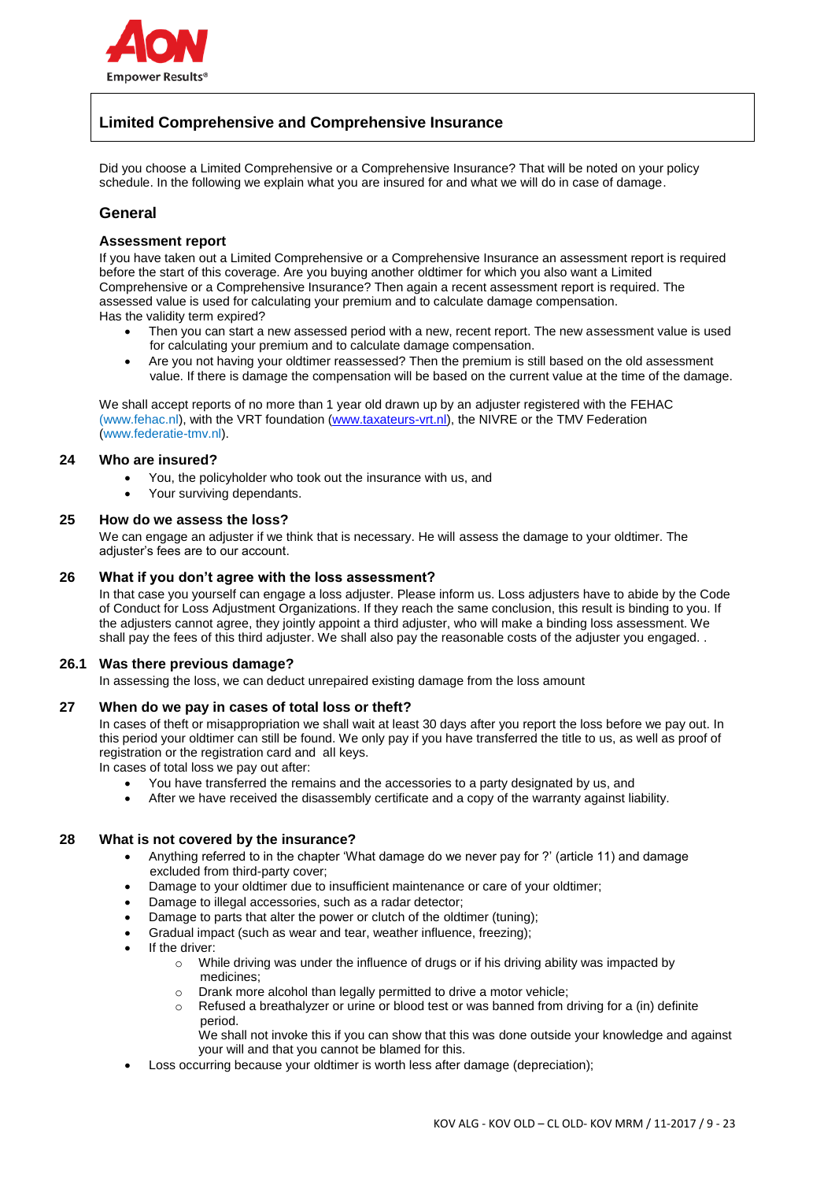## Limited Comprehensive and Comprehensive Insurance

Did you choose a Limited Comprehensive or a Comprehensive Insurance? That will be noted on your policy schedule. In the following we explain what you are insured for and what we will do in case of damage.

### General

#### Assessment report

If you have taken out a Limited Comprehensive or a Comprehensive Insurance an assessment report is required before the start of this coverage. Are you buying another oldtimer for which you also want a Limited Comprehensive or a Comprehensive Insurance? Then again a recent assessment report is required. The assessed value is used for calculating your premium and to calculate damage compensation.
Has the validity term expired?

- Then you can start a new assessed period with a new, recent report. The new assessment value is used for calculating your premium and to calculate damage compensation.
- Are you not having your oldtimer reassessed? Then the premium is still based on the old assessment value. If there is damage the compensation will be based on the current value at the time of the damage.

We shall accept reports of no more than 1 year old drawn up by an adjuster registered with the FEHAC (www.fehac.nl), with the VRT foundation (www.taxateurs-vrt.nl), the NIVRE or the TMV Federation (www.federatie-tmv.nl).

#### 24 Who are insured?

- You, the policyholder who took out the insurance with us, and
- Your surviving dependants.

#### 25 How do we assess the loss?

We can engage an adjuster if we think that is necessary. He will assess the damage to your oldtimer. The adjuster's fees are to our account.

#### 26 What if you don't agree with the loss assessment?

In that case you yourself can engage a loss adjuster. Please inform us. Loss adjusters have to abide by the Code of Conduct for Loss Adjustment Organizations. If they reach the same conclusion, this result is binding to you. If the adjusters cannot agree, they jointly appoint a third adjuster, who will make a binding loss assessment. We shall pay the fees of this third adjuster. We shall also pay the reasonable costs of the adjuster you engaged. .

#### 26.1 Was there previous damage?

In assessing the loss, we can deduct unrepaired existing damage from the loss amount

#### 27 When do we pay in cases of total loss or theft?

In cases of theft or misappropriation we shall wait at least 30 days after you report the loss before we pay out. In this period your oldtimer can still be found. We only pay if you have transferred the title to us, as well as proof of registration or the registration card and all keys.
In cases of total loss we pay out after:

- You have transferred the remains and the accessories to a party designated by us, and
- After we have received the disassembly certificate and a copy of the warranty against liability.

#### 28 What is not covered by the insurance?

- Anything referred to in the chapter 'What damage do we never pay for ?' (article 11) and damage excluded from third-party cover;
- Damage to your oldtimer due to insufficient maintenance or care of your oldtimer;
- Damage to illegal accessories, such as a radar detector;
- Damage to parts that alter the power or clutch of the oldtimer (tuning);
- Gradual impact (such as wear and tear, weather influence, freezing);
- If the driver:
  - While driving was under the influence of drugs or if his driving ability was impacted by medicines;
  - Drank more alcohol than legally permitted to drive a motor vehicle;
  - Refused a breathalyzer or urine or blood test or was banned from driving for a (in) definite period.
    We shall not invoke this if you can show that this was done outside your knowledge and against your will and that you cannot be blamed for this.
- Loss occurring because your oldtimer is worth less after damage (depreciation);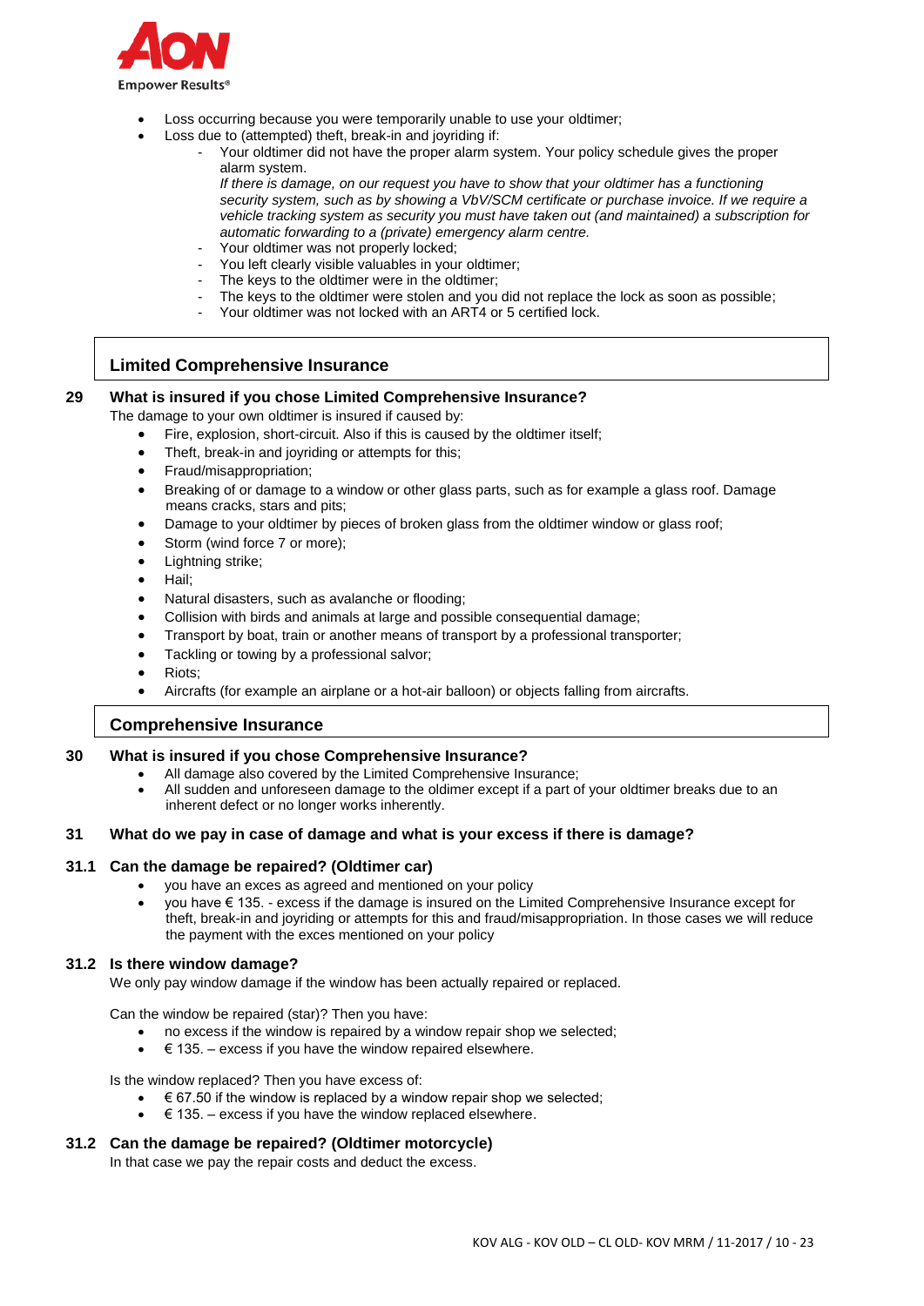- Loss occurring because you were temporarily unable to use your oldtimer;
- Loss due to (attempted) theft, break-in and joyriding if:
  - Your oldtimer did not have the proper alarm system. Your policy schedule gives the proper alarm system.
    *If there is damage, on our request you have to show that your oldtimer has a functioning security system, such as by showing a VbV/SCM certificate or purchase invoice. If we require a vehicle tracking system as security you must have taken out (and maintained) a subscription for automatic forwarding to a (private) emergency alarm centre.*
  - Your oldtimer was not properly locked;
  - You left clearly visible valuables in your oldtimer;
  - The keys to the oldtimer were in the oldtimer;
  - The keys to the oldtimer were stolen and you did not replace the lock as soon as possible;
  - Your oldtimer was not locked with an ART4 or 5 certified lock.

## Limited Comprehensive Insurance

### 29 What is insured if you chose Limited Comprehensive Insurance?

The damage to your own oldtimer is insured if caused by:

- Fire, explosion, short-circuit. Also if this is caused by the oldtimer itself;
- Theft, break-in and joyriding or attempts for this;
- Fraud/misappropriation;
- Breaking of or damage to a window or other glass parts, such as for example a glass roof. Damage means cracks, stars and pits;
- Damage to your oldtimer by pieces of broken glass from the oldtimer window or glass roof;
- Storm (wind force 7 or more);
- Lightning strike;
- Hail;
- Natural disasters, such as avalanche or flooding;
- Collision with birds and animals at large and possible consequential damage;
- Transport by boat, train or another means of transport by a professional transporter;
- Tackling or towing by a professional salvor;
- Riots;
- Aircrafts (for example an airplane or a hot-air balloon) or objects falling from aircrafts.

## Comprehensive Insurance

### 30 What is insured if you chose Comprehensive Insurance?

- All damage also covered by the Limited Comprehensive Insurance;
- All sudden and unforeseen damage to the oldimer except if a part of your oldtimer breaks due to an inherent defect or no longer works inherently.

### 31 What do we pay in case of damage and what is your excess if there is damage?

#### 31.1 Can the damage be repaired? (Oldtimer car)

- you have an exces as agreed and mentioned on your policy
- you have € 135. - excess if the damage is insured on the Limited Comprehensive Insurance except for theft, break-in and joyriding or attempts for this and fraud/misappropriation. In those cases we will reduce the payment with the exces mentioned on your policy

#### 31.2 Is there window damage?

We only pay window damage if the window has been actually repaired or replaced.

Can the window be repaired (star)? Then you have:

- no excess if the window is repaired by a window repair shop we selected;
- € 135. – excess if you have the window repaired elsewhere.

Is the window replaced? Then you have excess of:

- € 67.50 if the window is replaced by a window repair shop we selected;
- € 135. – excess if you have the window replaced elsewhere.

#### 31.2 Can the damage be repaired? (Oldtimer motorcycle)

In that case we pay the repair costs and deduct the excess.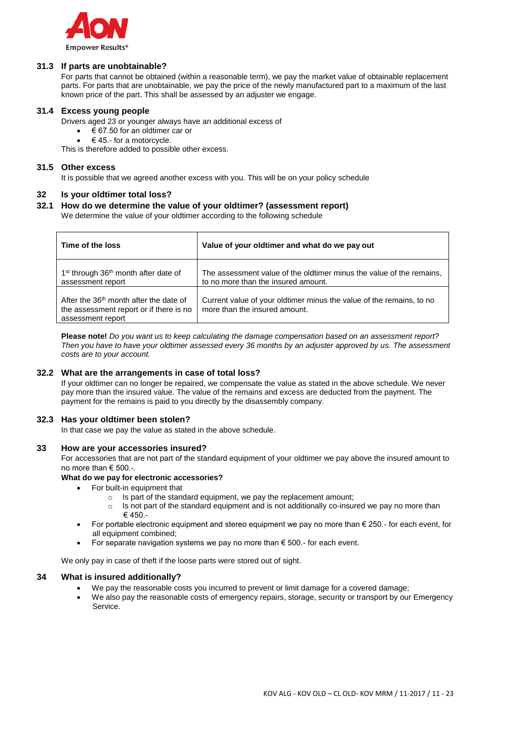### 31.3 If parts are unobtainable?

For parts that cannot be obtained (within a reasonable term), we pay the market value of obtainable replacement parts. For parts that are unobtainable, we pay the price of the newly manufactured part to a maximum of the last known price of the part. This shall be assessed by an adjuster we engage.

### 31.4 Excess young people

Drivers aged 23 or younger always have an additional excess of

- € 67.50 for an oldtimer car or
- € 45.- for a motorcycle.

This is therefore added to possible other excess.

### 31.5 Other excess

It is possible that we agreed another excess with you. This will be on your policy schedule

## 32 Is your oldtimer total loss?

### 32.1 How do we determine the value of your oldtimer? (assessment report)

We determine the value of your oldtimer according to the following schedule

| Time of the loss | Value of your oldtimer and what do we pay out |
|---|---|
| 1st through 36th month after date of assessment report | The assessment value of the oldtimer minus the value of the remains, to no more than the insured amount. |
| After the 36th month after the date of the assessment report or if there is no assessment report | Current value of your oldtimer minus the value of the remains, to no more than the insured amount. |

**Please note!** *Do you want us to keep calculating the damage compensation based on an assessment report? Then you have to have your oldtimer assessed every 36 months by an adjuster approved by us. The assessment costs are to your account.*

### 32.2 What are the arrangements in case of total loss?

If your oldtimer can no longer be repaired, we compensate the value as stated in the above schedule. We never pay more than the insured value. The value of the remains and excess are deducted from the payment. The payment for the remains is paid to you directly by the disassembly company.

### 32.3 Has your oldtimer been stolen?

In that case we pay the value as stated in the above schedule.

## 33 How are your accessories insured?

For accessories that are not part of the standard equipment of your oldtimer we pay above the insured amount to no more than € 500.-.

**What do we pay for electronic accessories?**

- For built-in equipment that
  - Is part of the standard equipment, we pay the replacement amount;
  - Is not part of the standard equipment and is not additionally co-insured we pay no more than € 450.-
- For portable electronic equipment and stereo equipment we pay no more than € 250.- for each event, for all equipment combined;
- For separate navigation systems we pay no more than € 500.- for each event.

We only pay in case of theft if the loose parts were stored out of sight.

## 34 What is insured additionally?

- We pay the reasonable costs you incurred to prevent or limit damage for a covered damage;
- We also pay the reasonable costs of emergency repairs, storage, security or transport by our Emergency Service.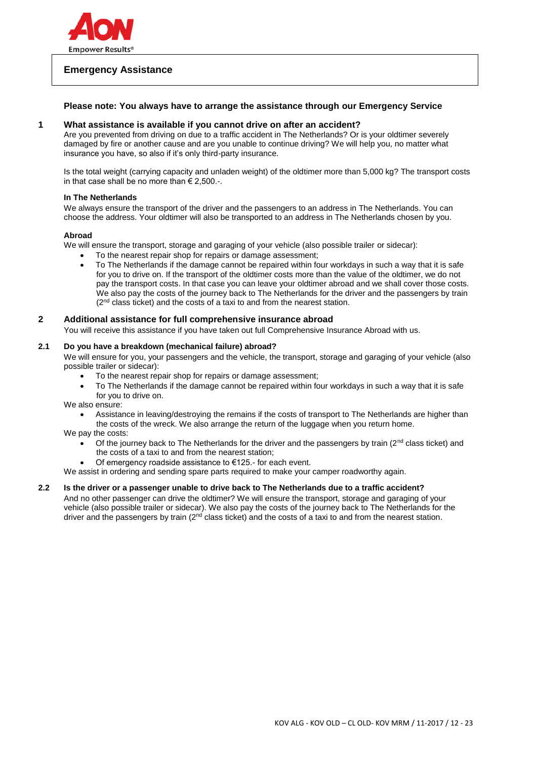# Emergency Assistance

**Please note: You always have to arrange the assistance through our Emergency Service**

## 1 What assistance is available if you cannot drive on after an accident?

Are you prevented from driving on due to a traffic accident in The Netherlands? Or is your oldtimer severely damaged by fire or another cause and are you unable to continue driving? We will help you, no matter what insurance you have, so also if it's only third-party insurance.

Is the total weight (carrying capacity and unladen weight) of the oldtimer more than 5,000 kg? The transport costs in that case shall be no more than € 2,500.-.

**In The Netherlands**

We always ensure the transport of the driver and the passengers to an address in The Netherlands. You can choose the address. Your oldtimer will also be transported to an address in The Netherlands chosen by you.

**Abroad**

We will ensure the transport, storage and garaging of your vehicle (also possible trailer or sidecar):

- To the nearest repair shop for repairs or damage assessment;
- To The Netherlands if the damage cannot be repaired within four workdays in such a way that it is safe for you to drive on. If the transport of the oldtimer costs more than the value of the oldtimer, we do not pay the transport costs. In that case you can leave your oldtimer abroad and we shall cover those costs. We also pay the costs of the journey back to The Netherlands for the driver and the passengers by train (2nd class ticket) and the costs of a taxi to and from the nearest station.

## 2 Additional assistance for full comprehensive insurance abroad

You will receive this assistance if you have taken out full Comprehensive Insurance Abroad with us.

### 2.1 Do you have a breakdown (mechanical failure) abroad?

We will ensure for you, your passengers and the vehicle, the transport, storage and garaging of your vehicle (also possible trailer or sidecar):

- To the nearest repair shop for repairs or damage assessment;
- To The Netherlands if the damage cannot be repaired within four workdays in such a way that it is safe for you to drive on.

We also ensure:

- Assistance in leaving/destroying the remains if the costs of transport to The Netherlands are higher than the costs of the wreck. We also arrange the return of the luggage when you return home.

We pay the costs:

- Of the journey back to The Netherlands for the driver and the passengers by train (2nd class ticket) and the costs of a taxi to and from the nearest station;
- Of emergency roadside assistance to €125.- for each event.

We assist in ordering and sending spare parts required to make your camper roadworthy again.

### 2.2 Is the driver or a passenger unable to drive back to The Netherlands due to a traffic accident?

And no other passenger can drive the oldtimer? We will ensure the transport, storage and garaging of your vehicle (also possible trailer or sidecar). We also pay the costs of the journey back to The Netherlands for the driver and the passengers by train (2nd class ticket) and the costs of a taxi to and from the nearest station.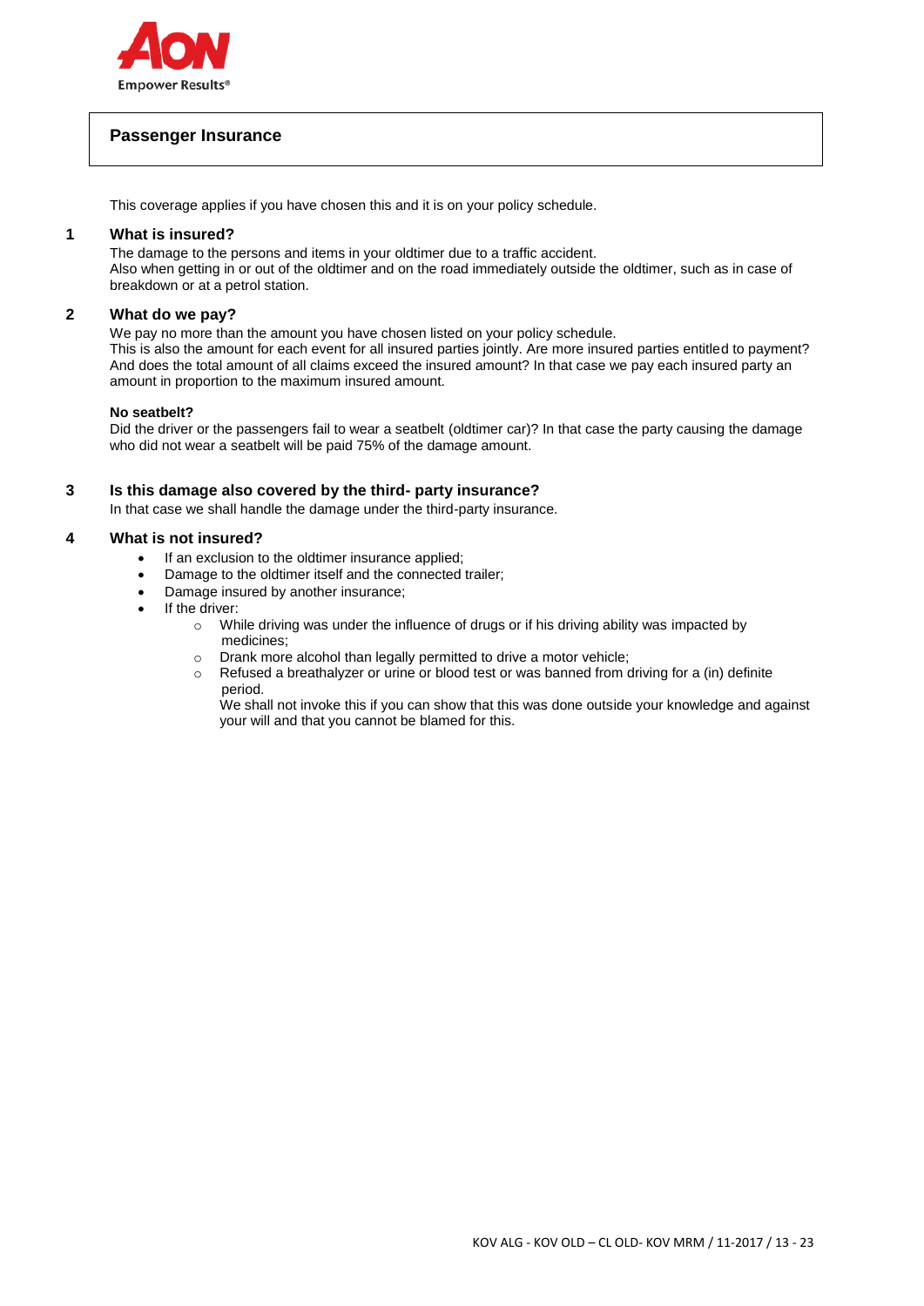# Passenger Insurance

This coverage applies if you have chosen this and it is on your policy schedule.

## 1 What is insured?

The damage to the persons and items in your oldtimer due to a traffic accident.
Also when getting in or out of the oldtimer and on the road immediately outside the oldtimer, such as in case of breakdown or at a petrol station.

## 2 What do we pay?

We pay no more than the amount you have chosen listed on your policy schedule.
This is also the amount for each event for all insured parties jointly. Are more insured parties entitled to payment? And does the total amount of all claims exceed the insured amount? In that case we pay each insured party an amount in proportion to the maximum insured amount.

**No seatbelt?**
Did the driver or the passengers fail to wear a seatbelt (oldtimer car)? In that case the party causing the damage who did not wear a seatbelt will be paid 75% of the damage amount.

## 3 Is this damage also covered by the third- party insurance?

In that case we shall handle the damage under the third-party insurance.

## 4 What is not insured?

- If an exclusion to the oldtimer insurance applied;
- Damage to the oldtimer itself and the connected trailer;
- Damage insured by another insurance;
- If the driver:
  - While driving was under the influence of drugs or if his driving ability was impacted by medicines;
  - Drank more alcohol than legally permitted to drive a motor vehicle;
  - Refused a breathalyzer or urine or blood test or was banned from driving for a (in) definite period.

    We shall not invoke this if you can show that this was done outside your knowledge and against your will and that you cannot be blamed for this.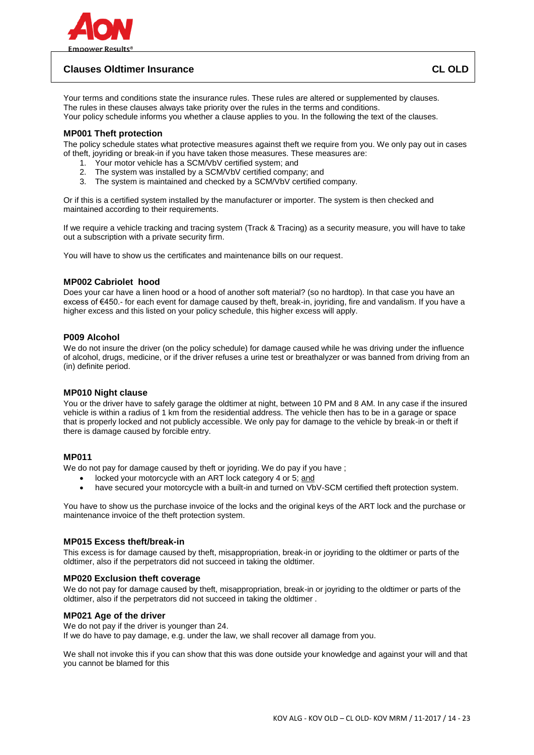## Clauses Oldtimer Insurance — CL OLD

Your terms and conditions state the insurance rules. These rules are altered or supplemented by clauses. The rules in these clauses always take priority over the rules in the terms and conditions.
Your policy schedule informs you whether a clause applies to you. In the following the text of the clauses.

### MP001 Theft protection

The policy schedule states what protective measures against theft we require from you. We only pay out in cases of theft, joyriding or break-in if you have taken those measures. These measures are:

1. Your motor vehicle has a SCM/VbV certified system; and
2. The system was installed by a SCM/VbV certified company; and
3. The system is maintained and checked by a SCM/VbV certified company.

Or if this is a certified system installed by the manufacturer or importer. The system is then checked and maintained according to their requirements.

If we require a vehicle tracking and tracing system (Track & Tracing) as a security measure, you will have to take out a subscription with a private security firm.

You will have to show us the certificates and maintenance bills on our request.

### MP002 Cabriolet hood

Does your car have a linen hood or a hood of another soft material? (so no hardtop). In that case you have an excess of €450.- for each event for damage caused by theft, break-in, joyriding, fire and vandalism. If you have a higher excess and this listed on your policy schedule, this higher excess will apply.

### P009 Alcohol

We do not insure the driver (on the policy schedule) for damage caused while he was driving under the influence of alcohol, drugs, medicine, or if the driver refuses a urine test or breathalyzer or was banned from driving from an (in) definite period.

### MP010 Night clause

You or the driver have to safely garage the oldtimer at night, between 10 PM and 8 AM. In any case if the insured vehicle is within a radius of 1 km from the residential address. The vehicle then has to be in a garage or space that is properly locked and not publicly accessible. We only pay for damage to the vehicle by break-in or theft if there is damage caused by forcible entry.

### MP011

We do not pay for damage caused by theft or joyriding. We do pay if you have ;

- locked your motorcycle with an ART lock category 4 or 5; and
- have secured your motorcycle with a built-in and turned on VbV-SCM certified theft protection system.

You have to show us the purchase invoice of the locks and the original keys of the ART lock and the purchase or maintenance invoice of the theft protection system.

### MP015 Excess theft/break-in

This excess is for damage caused by theft, misappropriation, break-in or joyriding to the oldtimer or parts of the oldtimer, also if the perpetrators did not succeed in taking the oldtimer.

### MP020 Exclusion theft coverage

We do not pay for damage caused by theft, misappropriation, break-in or joyriding to the oldtimer or parts of the oldtimer, also if the perpetrators did not succeed in taking the oldtimer .

### MP021 Age of the driver

We do not pay if the driver is younger than 24.
If we do have to pay damage, e.g. under the law, we shall recover all damage from you.

We shall not invoke this if you can show that this was done outside your knowledge and against your will and that you cannot be blamed for this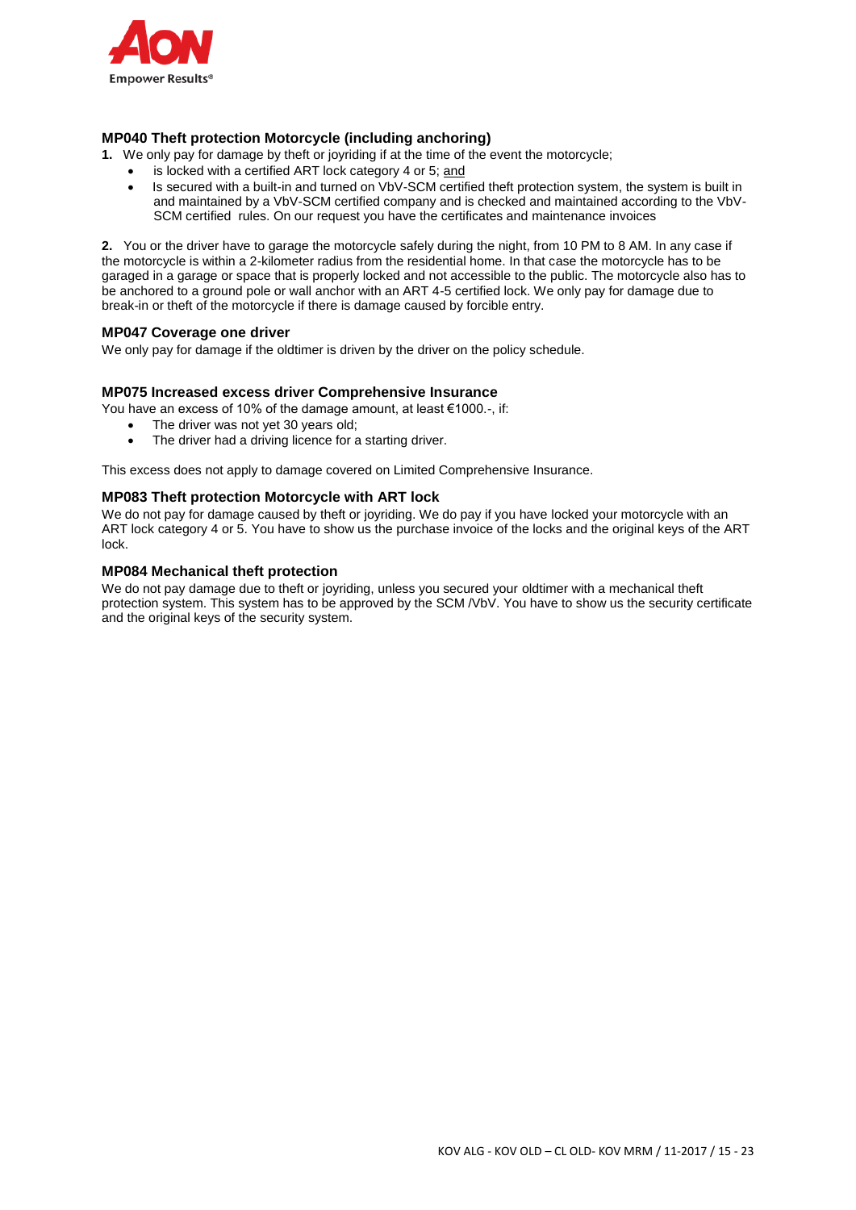### MP040 Theft protection Motorcycle (including anchoring)

**1.** We only pay for damage by theft or joyriding if at the time of the event the motorcycle;

- is locked with a certified ART lock category 4 or 5; and
- Is secured with a built-in and turned on VbV-SCM certified theft protection system, the system is built in and maintained by a VbV-SCM certified company and is checked and maintained according to the VbV-SCM certified rules. On our request you have the certificates and maintenance invoices

**2.** You or the driver have to garage the motorcycle safely during the night, from 10 PM to 8 AM. In any case if the motorcycle is within a 2-kilometer radius from the residential home. In that case the motorcycle has to be garaged in a garage or space that is properly locked and not accessible to the public. The motorcycle also has to be anchored to a ground pole or wall anchor with an ART 4-5 certified lock. We only pay for damage due to break-in or theft of the motorcycle if there is damage caused by forcible entry.

### MP047 Coverage one driver

We only pay for damage if the oldtimer is driven by the driver on the policy schedule.

### MP075 Increased excess driver Comprehensive Insurance

You have an excess of 10% of the damage amount, at least €1000.-, if:

- The driver was not yet 30 years old;
- The driver had a driving licence for a starting driver.

This excess does not apply to damage covered on Limited Comprehensive Insurance.

### MP083 Theft protection Motorcycle with ART lock

We do not pay for damage caused by theft or joyriding. We do pay if you have locked your motorcycle with an ART lock category 4 or 5. You have to show us the purchase invoice of the locks and the original keys of the ART lock.

### MP084 Mechanical theft protection

We do not pay damage due to theft or joyriding, unless you secured your oldtimer with a mechanical theft protection system. This system has to be approved by the SCM /VbV. You have to show us the security certificate and the original keys of the security system.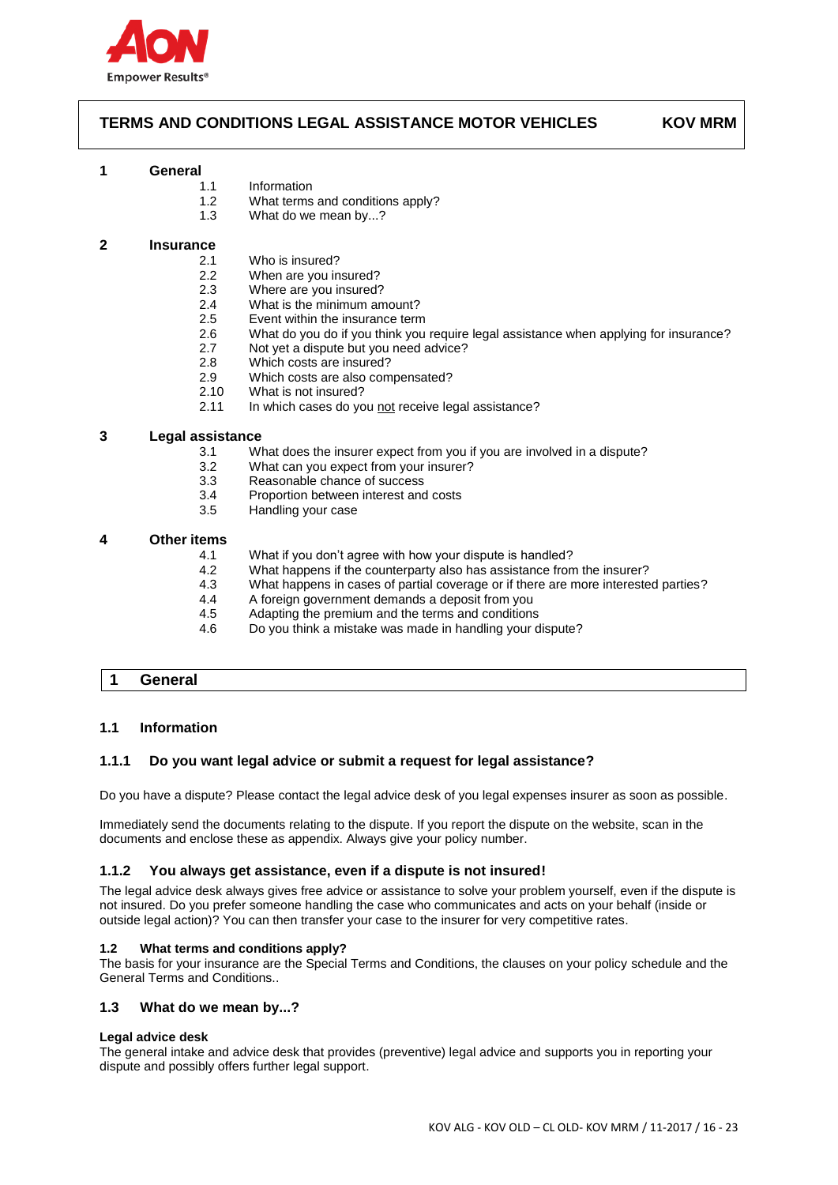# TERMS AND CONDITIONS LEGAL ASSISTANCE MOTOR VEHICLES KOV MRM

**1 General**
- 1.1 Information
- 1.2 What terms and conditions apply?
- 1.3 What do we mean by...?

**2 Insurance**
- 2.1 Who is insured?
- 2.2 When are you insured?
- 2.3 Where are you insured?
- 2.4 What is the minimum amount?
- 2.5 Event within the insurance term
- 2.6 What do you do if you think you require legal assistance when applying for insurance?
- 2.7 Not yet a dispute but you need advice?
- 2.8 Which costs are insured?
- 2.9 Which costs are also compensated?
- 2.10 What is not insured?
- 2.11 In which cases do you not receive legal assistance?

**3 Legal assistance**
- 3.1 What does the insurer expect from you if you are involved in a dispute?
- 3.2 What can you expect from your insurer?
- 3.3 Reasonable chance of success
- 3.4 Proportion between interest and costs
- 3.5 Handling your case

**4 Other items**
- 4.1 What if you don't agree with how your dispute is handled?
- 4.2 What happens if the counterparty also has assistance from the insurer?
- 4.3 What happens in cases of partial coverage or if there are more interested parties?
- 4.4 A foreign government demands a deposit from you
- 4.5 Adapting the premium and the terms and conditions
- 4.6 Do you think a mistake was made in handling your dispute?

## 1 General

### 1.1 Information

#### 1.1.1 Do you want legal advice or submit a request for legal assistance?

Do you have a dispute? Please contact the legal advice desk of you legal expenses insurer as soon as possible.

Immediately send the documents relating to the dispute. If you report the dispute on the website, scan in the documents and enclose these as appendix. Always give your policy number.

#### 1.1.2 You always get assistance, even if a dispute is not insured!

The legal advice desk always gives free advice or assistance to solve your problem yourself, even if the dispute is not insured. Do you prefer someone handling the case who communicates and acts on your behalf (inside or outside legal action)? You can then transfer your case to the insurer for very competitive rates.

### 1.2 What terms and conditions apply?

The basis for your insurance are the Special Terms and Conditions, the clauses on your policy schedule and the General Terms and Conditions..

### 1.3 What do we mean by...?

**Legal advice desk**
The general intake and advice desk that provides (preventive) legal advice and supports you in reporting your dispute and possibly offers further legal support.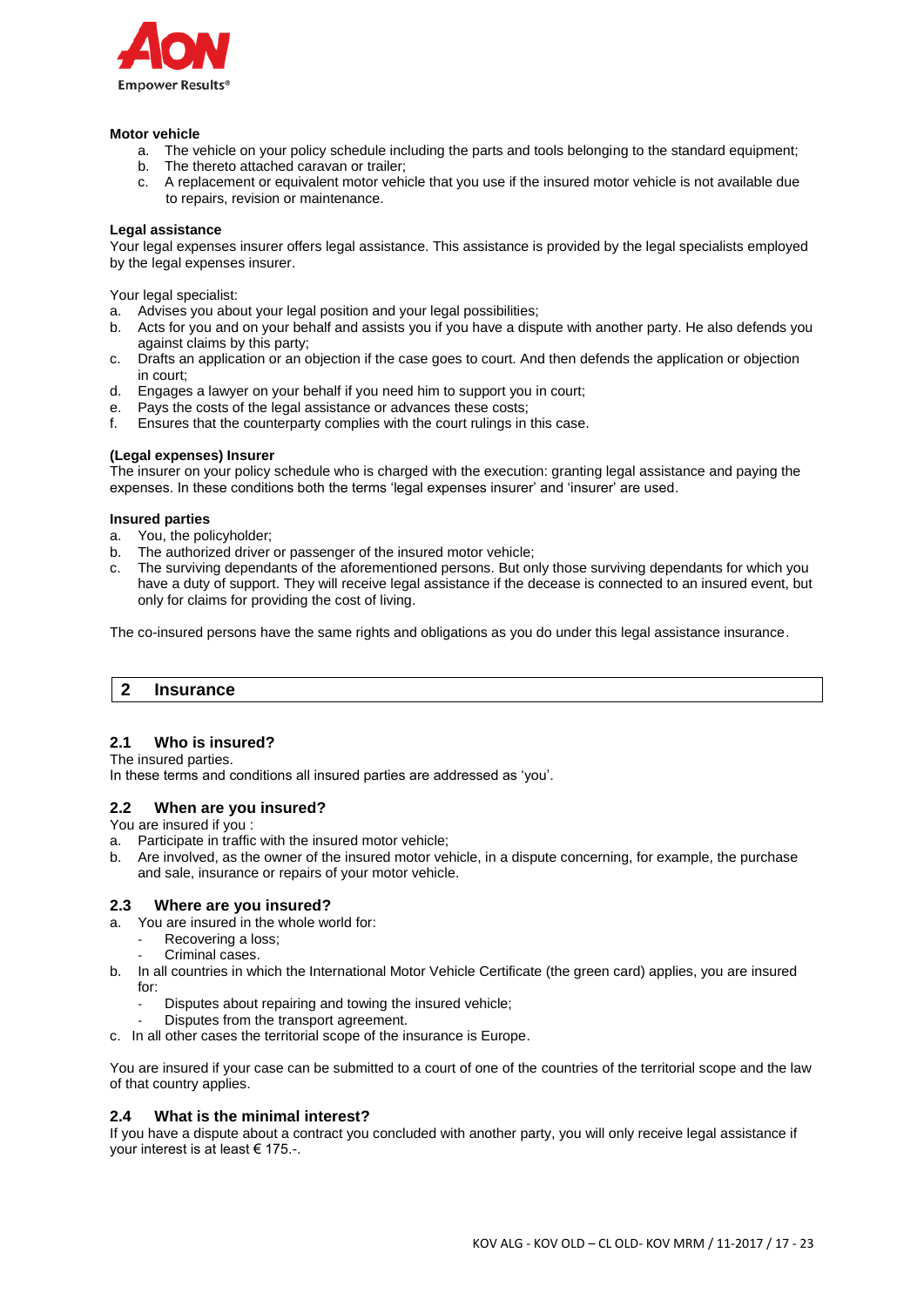**Motor vehicle**

a. The vehicle on your policy schedule including the parts and tools belonging to the standard equipment;
b. The thereto attached caravan or trailer;
c. A replacement or equivalent motor vehicle that you use if the insured motor vehicle is not available due to repairs, revision or maintenance.

**Legal assistance**

Your legal expenses insurer offers legal assistance. This assistance is provided by the legal specialists employed by the legal expenses insurer.

Your legal specialist:

a. Advises you about your legal position and your legal possibilities;
b. Acts for you and on your behalf and assists you if you have a dispute with another party. He also defends you against claims by this party;
c. Drafts an application or an objection if the case goes to court. And then defends the application or objection in court;
d. Engages a lawyer on your behalf if you need him to support you in court;
e. Pays the costs of the legal assistance or advances these costs;
f. Ensures that the counterparty complies with the court rulings in this case.

**(Legal expenses) Insurer**

The insurer on your policy schedule who is charged with the execution: granting legal assistance and paying the expenses. In these conditions both the terms 'legal expenses insurer' and 'insurer' are used.

**Insured parties**

a. You, the policyholder;
b. The authorized driver or passenger of the insured motor vehicle;
c. The surviving dependants of the aforementioned persons. But only those surviving dependants for which you have a duty of support. They will receive legal assistance if the decease is connected to an insured event, but only for claims for providing the cost of living.

The co-insured persons have the same rights and obligations as you do under this legal assistance insurance.

## 2 Insurance

### 2.1 Who is insured?

The insured parties.
In these terms and conditions all insured parties are addressed as 'you'.

### 2.2 When are you insured?

You are insured if you :

a. Participate in traffic with the insured motor vehicle;
b. Are involved, as the owner of the insured motor vehicle, in a dispute concerning, for example, the purchase and sale, insurance or repairs of your motor vehicle.

### 2.3 Where are you insured?

a. You are insured in the whole world for:
    - Recovering a loss;
    - Criminal cases.
b. In all countries in which the International Motor Vehicle Certificate (the green card) applies, you are insured for:
    - Disputes about repairing and towing the insured vehicle;
    - Disputes from the transport agreement.
c. In all other cases the territorial scope of the insurance is Europe.

You are insured if your case can be submitted to a court of one of the countries of the territorial scope and the law of that country applies.

### 2.4 What is the minimal interest?

If you have a dispute about a contract you concluded with another party, you will only receive legal assistance if your interest is at least € 175.-.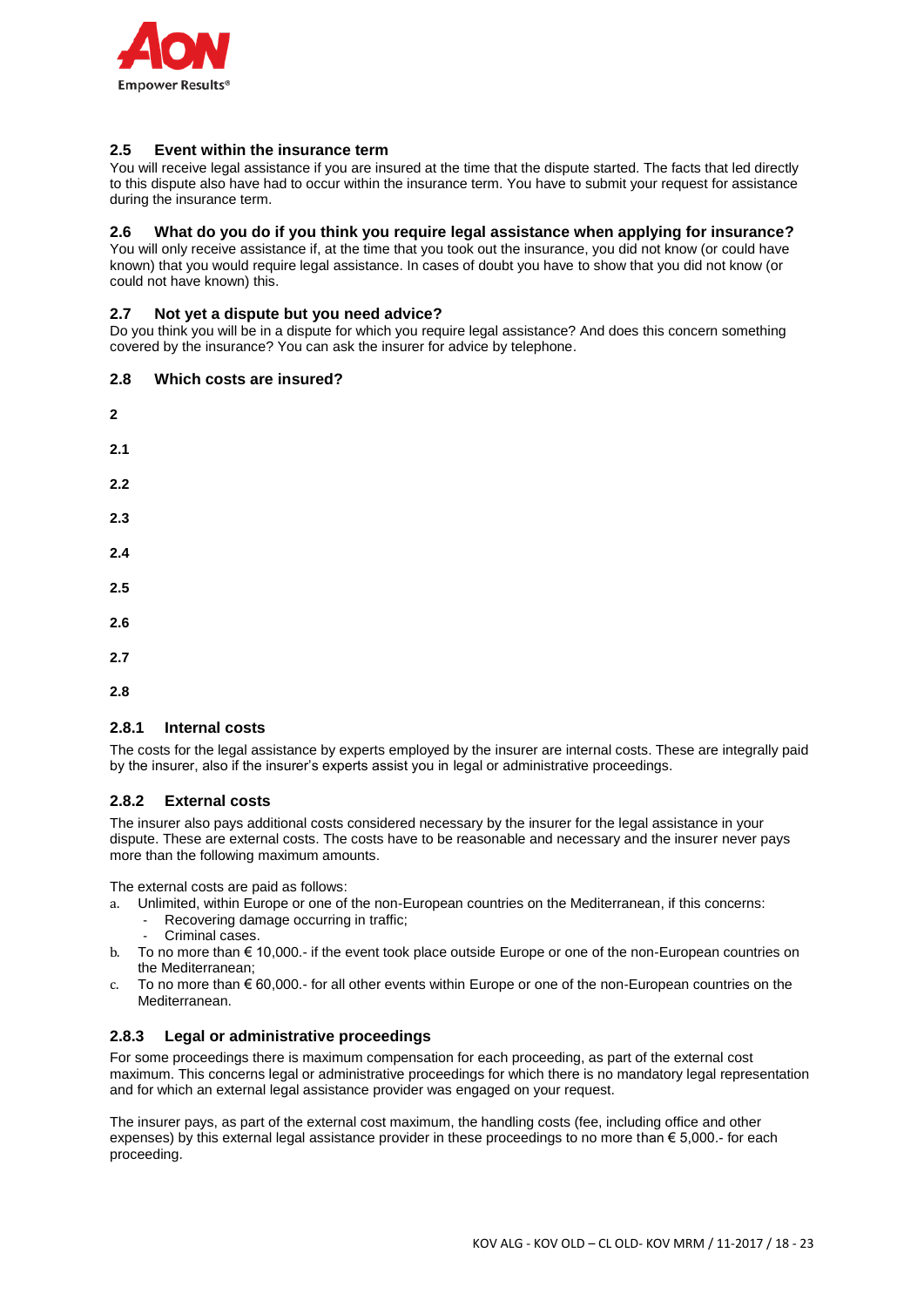### 2.5 Event within the insurance term

You will receive legal assistance if you are insured at the time that the dispute started. The facts that led directly to this dispute also have had to occur within the insurance term. You have to submit your request for assistance during the insurance term.

### 2.6 What do you do if you think you require legal assistance when applying for insurance?

You will only receive assistance if, at the time that you took out the insurance, you did not know (or could have known) that you would require legal assistance. In cases of doubt you have to show that you did not know (or could not have known) this.

### 2.7 Not yet a dispute but you need advice?

Do you think you will be in a dispute for which you require legal assistance? And does this concern something covered by the insurance? You can ask the insurer for advice by telephone.

### 2.8 Which costs are insured?

**2**

**2.1**

**2.2**

**2.3**

**2.4**

**2.5**

**2.6**

**2.7**

**2.8**

#### 2.8.1 Internal costs

The costs for the legal assistance by experts employed by the insurer are internal costs. These are integrally paid by the insurer, also if the insurer's experts assist you in legal or administrative proceedings.

#### 2.8.2 External costs

The insurer also pays additional costs considered necessary by the insurer for the legal assistance in your dispute. These are external costs. The costs have to be reasonable and necessary and the insurer never pays more than the following maximum amounts.

The external costs are paid as follows:

a. Unlimited, within Europe or one of the non-European countries on the Mediterranean, if this concerns:
   - Recovering damage occurring in traffic;
   - Criminal cases.
b. To no more than € 10,000.- if the event took place outside Europe or one of the non-European countries on the Mediterranean;
c. To no more than € 60,000.- for all other events within Europe or one of the non-European countries on the Mediterranean.

#### 2.8.3 Legal or administrative proceedings

For some proceedings there is maximum compensation for each proceeding, as part of the external cost maximum. This concerns legal or administrative proceedings for which there is no mandatory legal representation and for which an external legal assistance provider was engaged on your request.

The insurer pays, as part of the external cost maximum, the handling costs (fee, including office and other expenses) by this external legal assistance provider in these proceedings to no more than € 5,000.- for each proceeding.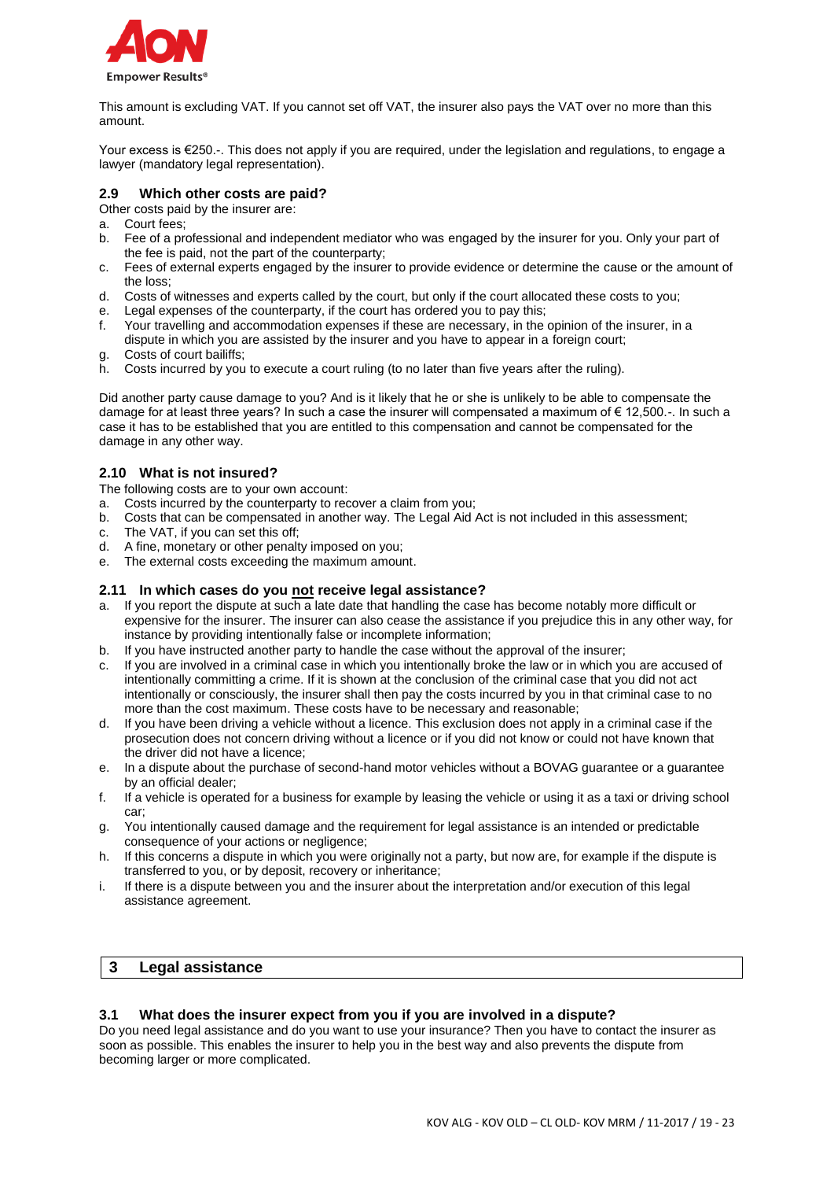This amount is excluding VAT. If you cannot set off VAT, the insurer also pays the VAT over no more than this amount.

Your excess is €250.-. This does not apply if you are required, under the legislation and regulations, to engage a lawyer (mandatory legal representation).

### 2.9 Which other costs are paid?

Other costs paid by the insurer are:

a. Court fees;
b. Fee of a professional and independent mediator who was engaged by the insurer for you. Only your part of the fee is paid, not the part of the counterparty;
c. Fees of external experts engaged by the insurer to provide evidence or determine the cause or the amount of the loss;
d. Costs of witnesses and experts called by the court, but only if the court allocated these costs to you;
e. Legal expenses of the counterparty, if the court has ordered you to pay this;
f. Your travelling and accommodation expenses if these are necessary, in the opinion of the insurer, in a dispute in which you are assisted by the insurer and you have to appear in a foreign court;
g. Costs of court bailiffs;
h. Costs incurred by you to execute a court ruling (to no later than five years after the ruling).

Did another party cause damage to you? And is it likely that he or she is unlikely to be able to compensate the damage for at least three years? In such a case the insurer will compensated a maximum of € 12,500.-. In such a case it has to be established that you are entitled to this compensation and cannot be compensated for the damage in any other way.

### 2.10 What is not insured?

The following costs are to your own account:

a. Costs incurred by the counterparty to recover a claim from you;
b. Costs that can be compensated in another way. The Legal Aid Act is not included in this assessment;
c. The VAT, if you can set this off;
d. A fine, monetary or other penalty imposed on you;
e. The external costs exceeding the maximum amount.

### 2.11 In which cases do you <u>not</u> receive legal assistance?

a. If you report the dispute at such a late date that handling the case has become notably more difficult or expensive for the insurer. The insurer can also cease the assistance if you prejudice this in any other way, for instance by providing intentionally false or incomplete information;
b. If you have instructed another party to handle the case without the approval of the insurer;
c. If you are involved in a criminal case in which you intentionally broke the law or in which you are accused of intentionally committing a crime. If it is shown at the conclusion of the criminal case that you did not act intentionally or consciously, the insurer shall then pay the costs incurred by you in that criminal case to no more than the cost maximum. These costs have to be necessary and reasonable;
d. If you have been driving a vehicle without a licence. This exclusion does not apply in a criminal case if the prosecution does not concern driving without a licence or if you did not know or could not have known that the driver did not have a licence;
e. In a dispute about the purchase of second-hand motor vehicles without a BOVAG guarantee or a guarantee by an official dealer;
f. If a vehicle is operated for a business for example by leasing the vehicle or using it as a taxi or driving school car;
g. You intentionally caused damage and the requirement for legal assistance is an intended or predictable consequence of your actions or negligence;
h. If this concerns a dispute in which you were originally not a party, but now are, for example if the dispute is transferred to you, or by deposit, recovery or inheritance;
i. If there is a dispute between you and the insurer about the interpretation and/or execution of this legal assistance agreement.

## 3 Legal assistance

### 3.1 What does the insurer expect from you if you are involved in a dispute?

Do you need legal assistance and do you want to use your insurance? Then you have to contact the insurer as soon as possible. This enables the insurer to help you in the best way and also prevents the dispute from becoming larger or more complicated.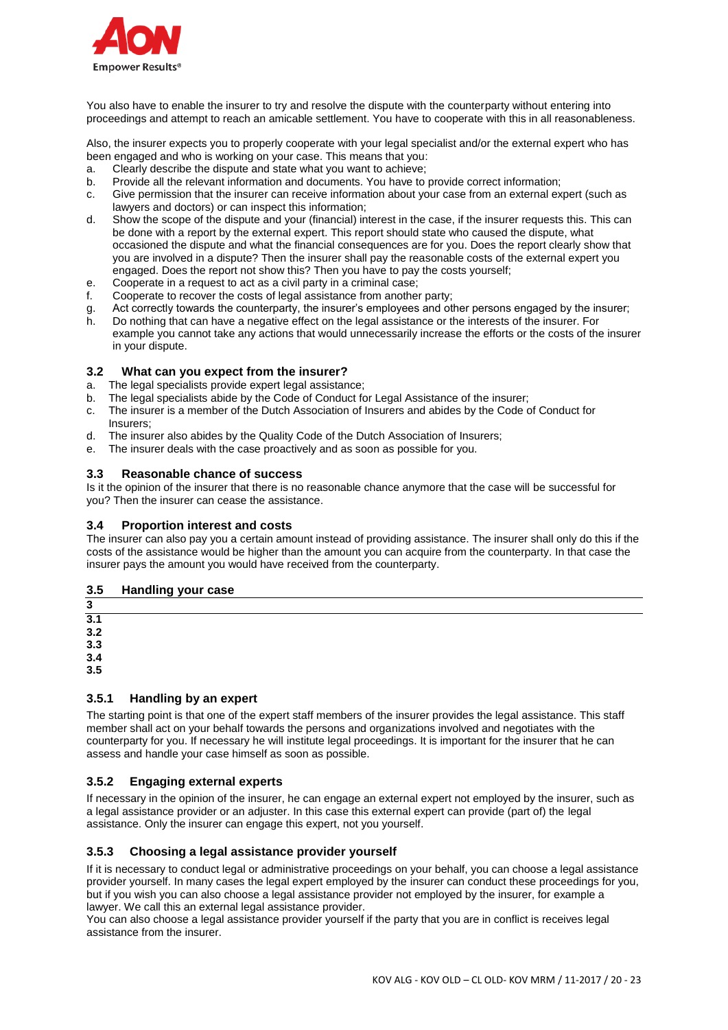You also have to enable the insurer to try and resolve the dispute with the counterparty without entering into proceedings and attempt to reach an amicable settlement. You have to cooperate with this in all reasonableness.

Also, the insurer expects you to properly cooperate with your legal specialist and/or the external expert who has been engaged and who is working on your case. This means that you:

a. Clearly describe the dispute and state what you want to achieve;
b. Provide all the relevant information and documents. You have to provide correct information;
c. Give permission that the insurer can receive information about your case from an external expert (such as lawyers and doctors) or can inspect this information;
d. Show the scope of the dispute and your (financial) interest in the case, if the insurer requests this. This can be done with a report by the external expert. This report should state who caused the dispute, what occasioned the dispute and what the financial consequences are for you. Does the report clearly show that you are involved in a dispute? Then the insurer shall pay the reasonable costs of the external expert you engaged. Does the report not show this? Then you have to pay the costs yourself;
e. Cooperate in a request to act as a civil party in a criminal case;
f. Cooperate to recover the costs of legal assistance from another party;
g. Act correctly towards the counterparty, the insurer's employees and other persons engaged by the insurer;
h. Do nothing that can have a negative effect on the legal assistance or the interests of the insurer. For example you cannot take any actions that would unnecessarily increase the efforts or the costs of the insurer in your dispute.

### 3.2 What can you expect from the insurer?

a. The legal specialists provide expert legal assistance;
b. The legal specialists abide by the Code of Conduct for Legal Assistance of the insurer;
c. The insurer is a member of the Dutch Association of Insurers and abides by the Code of Conduct for Insurers;
d. The insurer also abides by the Quality Code of the Dutch Association of Insurers;
e. The insurer deals with the case proactively and as soon as possible for you.

### 3.3 Reasonable chance of success

Is it the opinion of the insurer that there is no reasonable chance anymore that the case will be successful for you? Then the insurer can cease the assistance.

### 3.4 Proportion interest and costs

The insurer can also pay you a certain amount instead of providing assistance. The insurer shall only do this if the costs of the assistance would be higher than the amount you can acquire from the counterparty. In that case the insurer pays the amount you would have received from the counterparty.

### 3.5 Handling your case

**3**
**3.1**
**3.2**
**3.3**
**3.4**
**3.5**

#### 3.5.1 Handling by an expert

The starting point is that one of the expert staff members of the insurer provides the legal assistance. This staff member shall act on your behalf towards the persons and organizations involved and negotiates with the counterparty for you. If necessary he will institute legal proceedings. It is important for the insurer that he can assess and handle your case himself as soon as possible.

#### 3.5.2 Engaging external experts

If necessary in the opinion of the insurer, he can engage an external expert not employed by the insurer, such as a legal assistance provider or an adjuster. In this case this external expert can provide (part of) the legal assistance. Only the insurer can engage this expert, not you yourself.

#### 3.5.3 Choosing a legal assistance provider yourself

If it is necessary to conduct legal or administrative proceedings on your behalf, you can choose a legal assistance provider yourself. In many cases the legal expert employed by the insurer can conduct these proceedings for you, but if you wish you can also choose a legal assistance provider not employed by the insurer, for example a lawyer. We call this an external legal assistance provider.

You can also choose a legal assistance provider yourself if the party that you are in conflict is receives legal assistance from the insurer.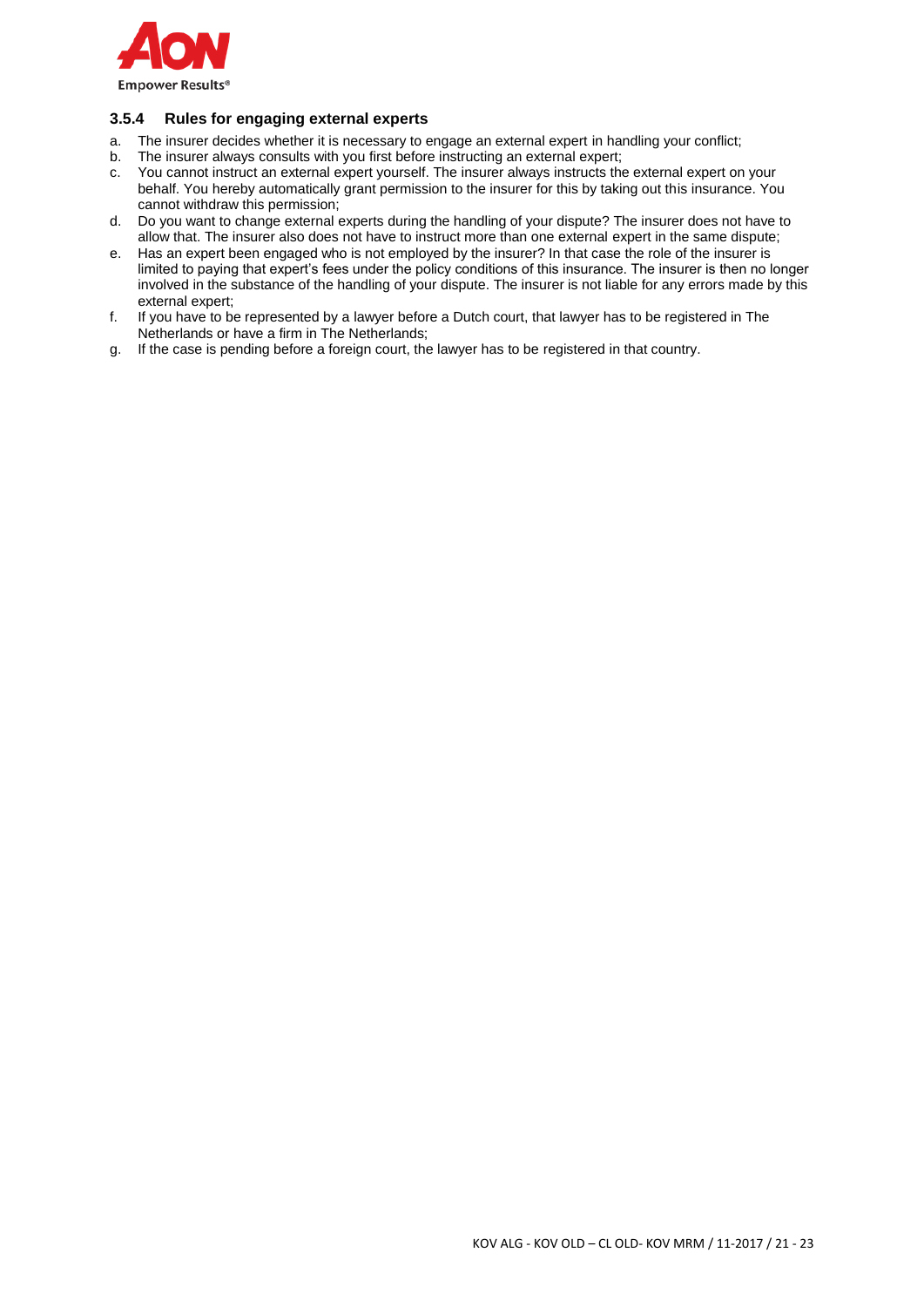### 3.5.4 Rules for engaging external experts

a. The insurer decides whether it is necessary to engage an external expert in handling your conflict;
b. The insurer always consults with you first before instructing an external expert;
c. You cannot instruct an external expert yourself. The insurer always instructs the external expert on your behalf. You hereby automatically grant permission to the insurer for this by taking out this insurance. You cannot withdraw this permission;
d. Do you want to change external experts during the handling of your dispute? The insurer does not have to allow that. The insurer also does not have to instruct more than one external expert in the same dispute;
e. Has an expert been engaged who is not employed by the insurer? In that case the role of the insurer is limited to paying that expert's fees under the policy conditions of this insurance. The insurer is then no longer involved in the substance of the handling of your dispute. The insurer is not liable for any errors made by this external expert;
f. If you have to be represented by a lawyer before a Dutch court, that lawyer has to be registered in The Netherlands or have a firm in The Netherlands;
g. If the case is pending before a foreign court, the lawyer has to be registered in that country.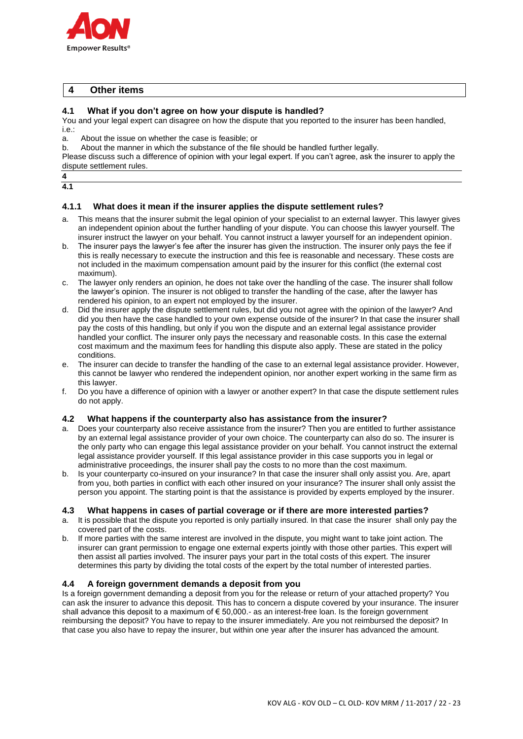## 4 Other items

### 4.1 What if you don't agree on how your dispute is handled?

You and your legal expert can disagree on how the dispute that you reported to the insurer has been handled, i.e.:

a. About the issue on whether the case is feasible; or
b. About the manner in which the substance of the file should be handled further legally.

Please discuss such a difference of opinion with your legal expert. If you can't agree, ask the insurer to apply the dispute settlement rules.

**4**

**4.1**

#### 4.1.1 What does it mean if the insurer applies the dispute settlement rules?

a. This means that the insurer submit the legal opinion of your specialist to an external lawyer. This lawyer gives an independent opinion about the further handling of your dispute. You can choose this lawyer yourself. The insurer instruct the lawyer on your behalf. You cannot instruct a lawyer yourself for an independent opinion.
b. The insurer pays the lawyer's fee after the insurer has given the instruction. The insurer only pays the fee if this is really necessary to execute the instruction and this fee is reasonable and necessary. These costs are not included in the maximum compensation amount paid by the insurer for this conflict (the external cost maximum).
c. The lawyer only renders an opinion, he does not take over the handling of the case. The insurer shall follow the lawyer's opinion. The insurer is not obliged to transfer the handling of the case, after the lawyer has rendered his opinion, to an expert not employed by the insurer.
d. Did the insurer apply the dispute settlement rules, but did you not agree with the opinion of the lawyer? And did you then have the case handled to your own expense outside of the insurer? In that case the insurer shall pay the costs of this handling, but only if you won the dispute and an external legal assistance provider handled your conflict. The insurer only pays the necessary and reasonable costs. In this case the external cost maximum and the maximum fees for handling this dispute also apply. These are stated in the policy conditions.
e. The insurer can decide to transfer the handling of the case to an external legal assistance provider. However, this cannot be lawyer who rendered the independent opinion, nor another expert working in the same firm as this lawyer.
f. Do you have a difference of opinion with a lawyer or another expert? In that case the dispute settlement rules do not apply.

### 4.2 What happens if the counterparty also has assistance from the insurer?

a. Does your counterparty also receive assistance from the insurer? Then you are entitled to further assistance by an external legal assistance provider of your own choice. The counterparty can also do so. The insurer is the only party who can engage this legal assistance provider on your behalf. You cannot instruct the external legal assistance provider yourself. If this legal assistance provider in this case supports you in legal or administrative proceedings, the insurer shall pay the costs to no more than the cost maximum.
b. Is your counterparty co-insured on your insurance? In that case the insurer shall only assist you. Are, apart from you, both parties in conflict with each other insured on your insurance? The insurer shall only assist the person you appoint. The starting point is that the assistance is provided by experts employed by the insurer.

### 4.3 What happens in cases of partial coverage or if there are more interested parties?

a. It is possible that the dispute you reported is only partially insured. In that case the insurer shall only pay the covered part of the costs.
b. If more parties with the same interest are involved in the dispute, you might want to take joint action. The insurer can grant permission to engage one external experts jointly with those other parties. This expert will then assist all parties involved. The insurer pays your part in the total costs of this expert. The insurer determines this party by dividing the total costs of the expert by the total number of interested parties.

### 4.4 A foreign government demands a deposit from you

Is a foreign government demanding a deposit from you for the release or return of your attached property? You can ask the insurer to advance this deposit. This has to concern a dispute covered by your insurance. The insurer shall advance this deposit to a maximum of € 50,000.- as an interest-free loan. Is the foreign government reimbursing the deposit? You have to repay to the insurer immediately. Are you not reimbursed the deposit? In that case you also have to repay the insurer, but within one year after the insurer has advanced the amount.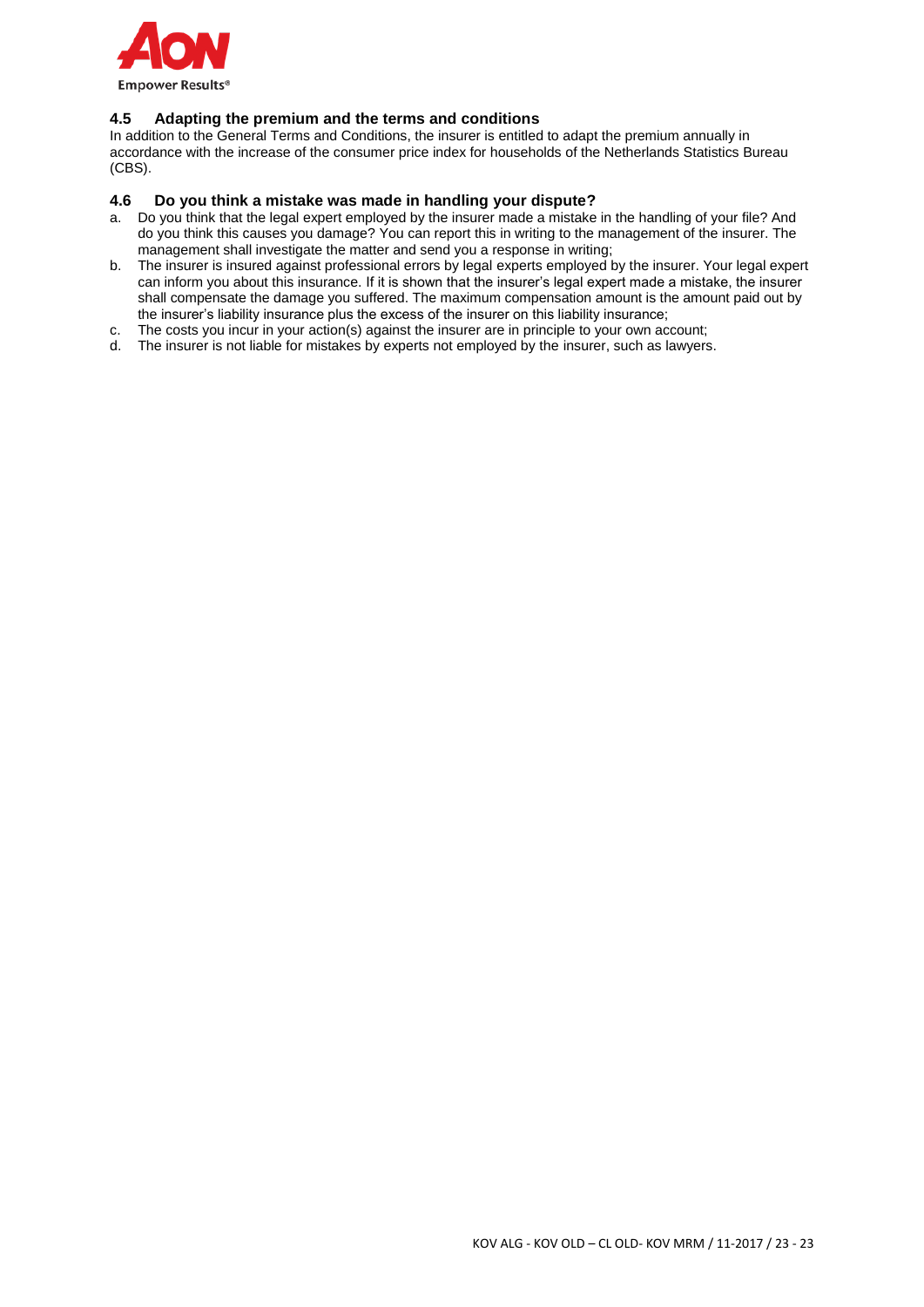### 4.5 Adapting the premium and the terms and conditions

In addition to the General Terms and Conditions, the insurer is entitled to adapt the premium annually in accordance with the increase of the consumer price index for households of the Netherlands Statistics Bureau (CBS).

### 4.6 Do you think a mistake was made in handling your dispute?

a. Do you think that the legal expert employed by the insurer made a mistake in the handling of your file? And do you think this causes you damage? You can report this in writing to the management of the insurer. The management shall investigate the matter and send you a response in writing;
b. The insurer is insured against professional errors by legal experts employed by the insurer. Your legal expert can inform you about this insurance. If it is shown that the insurer's legal expert made a mistake, the insurer shall compensate the damage you suffered. The maximum compensation amount is the amount paid out by the insurer's liability insurance plus the excess of the insurer on this liability insurance;
c. The costs you incur in your action(s) against the insurer are in principle to your own account;
d. The insurer is not liable for mistakes by experts not employed by the insurer, such as lawyers.